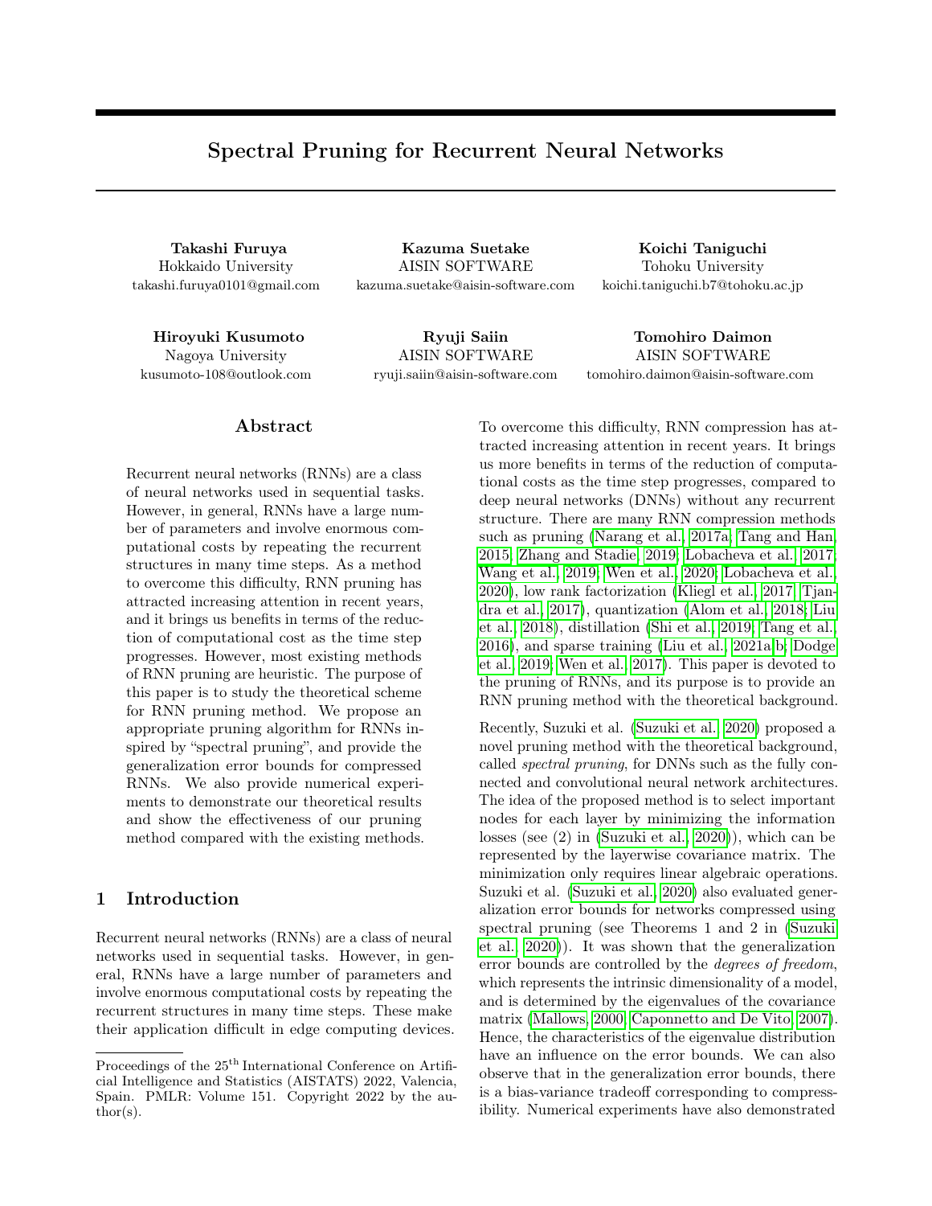# Spectral Pruning for Recurrent Neural Networks

**Takashi Furuya**
Hokkaido University
takashi.furuya0101@gmail.com

**Kazuma Suetake**
AISIN SOFTWARE
kazuma.suetake@aisin-software.com

**Koichi Taniguchi**
Tohoku University
koichi.taniguchi.b7@tohoku.ac.jp

**Hiroyuki Kusumoto**
Nagoya University
kusumoto-108@outlook.com

**Ryuji Saiin**
AISIN SOFTWARE
ryuji.saiin@aisin-software.com

**Tomohiro Daimon**
AISIN SOFTWARE
tomohiro.daimon@aisin-software.com

## Abstract

Recurrent neural networks (RNNs) are a class of neural networks used in sequential tasks. However, in general, RNNs have a large number of parameters and involve enormous computational costs by repeating the recurrent structures in many time steps. As a method to overcome this difficulty, RNN pruning has attracted increasing attention in recent years, and it brings us benefits in terms of the reduction of computational cost as the time step progresses. However, most existing methods of RNN pruning are heuristic. The purpose of this paper is to study the theoretical scheme for RNN pruning method. We propose an appropriate pruning algorithm for RNNs inspired by "spectral pruning", and provide the generalization error bounds for compressed RNNs. We also provide numerical experiments to demonstrate our theoretical results and show the effectiveness of our pruning method compared with the existing methods.

## 1 Introduction

Recurrent neural networks (RNNs) are a class of neural networks used in sequential tasks. However, in general, RNNs have a large number of parameters and involve enormous computational costs by repeating the recurrent structures in many time steps. These make their application difficult in edge computing devices. To overcome this difficulty, RNN compression has attracted increasing attention in recent years. It brings us more benefits in terms of the reduction of computational costs as the time step progresses, compared to deep neural networks (DNNs) without any recurrent structure. There are many RNN compression methods such as pruning (Narang et al., 2017a; Tang and Han, 2015; Zhang and Stadie, 2019; Lobacheva et al., 2017; Wang et al., 2019; Wen et al., 2020; Lobacheva et al., 2020), low rank factorization (Kliegl et al., 2017; Tjandra et al., 2017), quantization (Alom et al., 2018; Liu et al., 2018), distillation (Shi et al., 2019; Tang et al., 2016), and sparse training (Liu et al., 2021a;b; Dodge et al., 2019; Wen et al., 2017). This paper is devoted to the pruning of RNNs, and its purpose is to provide an RNN pruning method with the theoretical background.

Recently, Suzuki et al. (Suzuki et al., 2020) proposed a novel pruning method with the theoretical background, called *spectral pruning*, for DNNs such as the fully connected and convolutional neural network architectures. The idea of the proposed method is to select important nodes for each layer by minimizing the information losses (see (2) in (Suzuki et al., 2020)), which can be represented by the layerwise covariance matrix. The minimization only requires linear algebraic operations. Suzuki et al. (Suzuki et al., 2020) also evaluated generalization error bounds for networks compressed using spectral pruning (see Theorems 1 and 2 in (Suzuki et al., 2020)). It was shown that the generalization error bounds are controlled by the *degrees of freedom*, which represents the intrinsic dimensionality of a model, and is determined by the eigenvalues of the covariance matrix (Mallows, 2000; Caponnetto and De Vito, 2007). Hence, the characteristics of the eigenvalue distribution have an influence on the error bounds. We can also observe that in the generalization error bounds, there is a bias-variance tradeoff corresponding to compressibility. Numerical experiments have also demonstrated

Proceedings of the 25[th] International Conference on Artificial Intelligence and Statistics (AISTATS) 2022, Valencia, Spain. PMLR: Volume 151. Copyright 2022 by the author(s).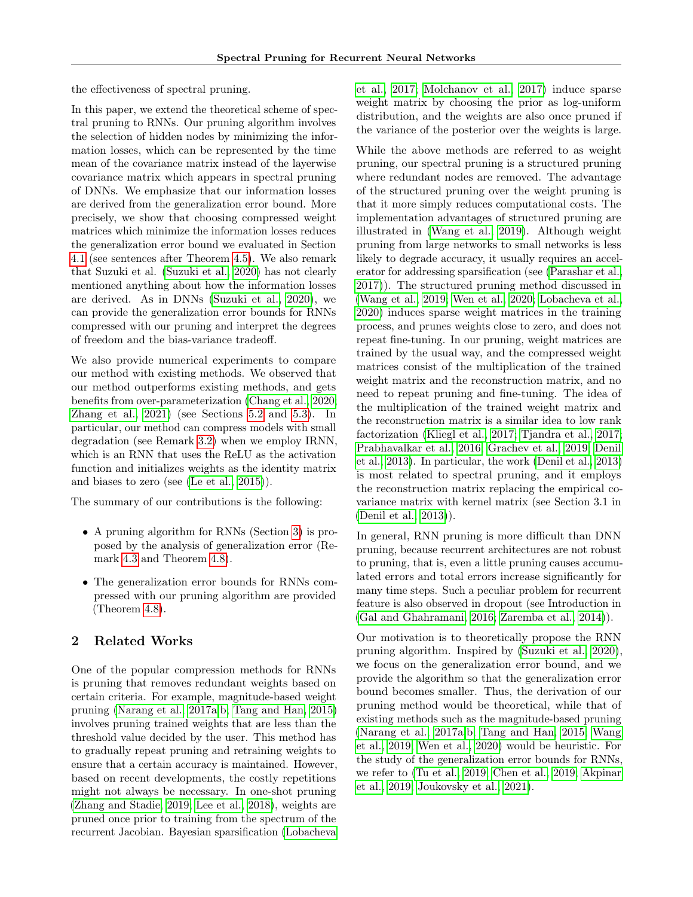the effectiveness of spectral pruning.

In this paper, we extend the theoretical scheme of spectral pruning to RNNs. Our pruning algorithm involves the selection of hidden nodes by minimizing the information losses, which can be represented by the time mean of the covariance matrix instead of the layerwise covariance matrix which appears in spectral pruning of DNNs. We emphasize that our information losses are derived from the generalization error bound. More precisely, we show that choosing compressed weight matrices which minimize the information losses reduces the generalization error bound we evaluated in Section 4.1 (see sentences after Theorem 4.5). We also remark that Suzuki et al. (Suzuki et al., 2020) has not clearly mentioned anything about how the information losses are derived. As in DNNs (Suzuki et al., 2020), we can provide the generalization error bounds for RNNs compressed with our pruning and interpret the degrees of freedom and the bias-variance tradeoff.

We also provide numerical experiments to compare our method with existing methods. We observed that our method outperforms existing methods, and gets benefits from over-parameterization (Chang et al., 2020; Zhang et al., 2021) (see Sections 5.2 and 5.3). In particular, our method can compress models with small degradation (see Remark 3.2) when we employ IRNN, which is an RNN that uses the ReLU as the activation function and initializes weights as the identity matrix and biases to zero (see (Le et al., 2015)).

The summary of our contributions is the following:

- A pruning algorithm for RNNs (Section 3) is proposed by the analysis of generalization error (Remark 4.3 and Theorem 4.8).
- The generalization error bounds for RNNs compressed with our pruning algorithm are provided (Theorem 4.8).

## 2 Related Works

One of the popular compression methods for RNNs is pruning that removes redundant weights based on certain criteria. For example, magnitude-based weight pruning (Narang et al., 2017a,b; Tang and Han, 2015) involves pruning trained weights that are less than the threshold value decided by the user. This method has to gradually repeat pruning and retraining weights to ensure that a certain accuracy is maintained. However, based on recent developments, the costly repetitions might not always be necessary. In one-shot pruning (Zhang and Stadie, 2019; Lee et al., 2018), weights are pruned once prior to training from the spectrum of the recurrent Jacobian. Bayesian sparsification (Lobacheva et al., 2017; Molchanov et al., 2017) induce sparse weight matrix by choosing the prior as log-uniform distribution, and the weights are also once pruned if the variance of the posterior over the weights is large.

While the above methods are referred to as weight pruning, our spectral pruning is a structured pruning where redundant nodes are removed. The advantage of the structured pruning over the weight pruning is that it more simply reduces computational costs. The implementation advantages of structured pruning are illustrated in (Wang et al., 2019). Although weight pruning from large networks to small networks is less likely to degrade accuracy, it usually requires an accelerator for addressing sparsification (see (Parashar et al., 2017)). The structured pruning method discussed in (Wang et al., 2019; Wen et al., 2020; Lobacheva et al., 2020) induces sparse weight matrices in the training process, and prunes weights close to zero, and does not repeat fine-tuning. In our pruning, weight matrices are trained by the usual way, and the compressed weight matrices consist of the multiplication of the trained weight matrix and the reconstruction matrix, and no need to repeat pruning and fine-tuning. The idea of the multiplication of the trained weight matrix and the reconstruction matrix is a similar idea to low rank factorization (Kliegl et al., 2017; Tjandra et al., 2017; Prabhavalkar et al., 2016; Grachev et al., 2019; Denil et al., 2013). In particular, the work (Denil et al., 2013) is most related to spectral pruning, and it employs the reconstruction matrix replacing the empirical covariance matrix with kernel matrix (see Section 3.1 in (Denil et al., 2013)).

In general, RNN pruning is more difficult than DNN pruning, because recurrent architectures are not robust to pruning, that is, even a little pruning causes accumulated errors and total errors increase significantly for many time steps. Such a peculiar problem for recurrent feature is also observed in dropout (see Introduction in (Gal and Ghahramani, 2016; Zaremba et al., 2014)).

Our motivation is to theoretically propose the RNN pruning algorithm. Inspired by (Suzuki et al., 2020), we focus on the generalization error bound, and we provide the algorithm so that the generalization error bound becomes smaller. Thus, the derivation of our pruning method would be theoretical, while that of existing methods such as the magnitude-based pruning (Narang et al., 2017a,b; Tang and Han, 2015; Wang et al., 2019; Wen et al., 2020) would be heuristic. For the study of the generalization error bounds for RNNs, we refer to (Tu et al., 2019; Chen et al., 2019; Akpinar et al., 2019; Joukovsky et al., 2021).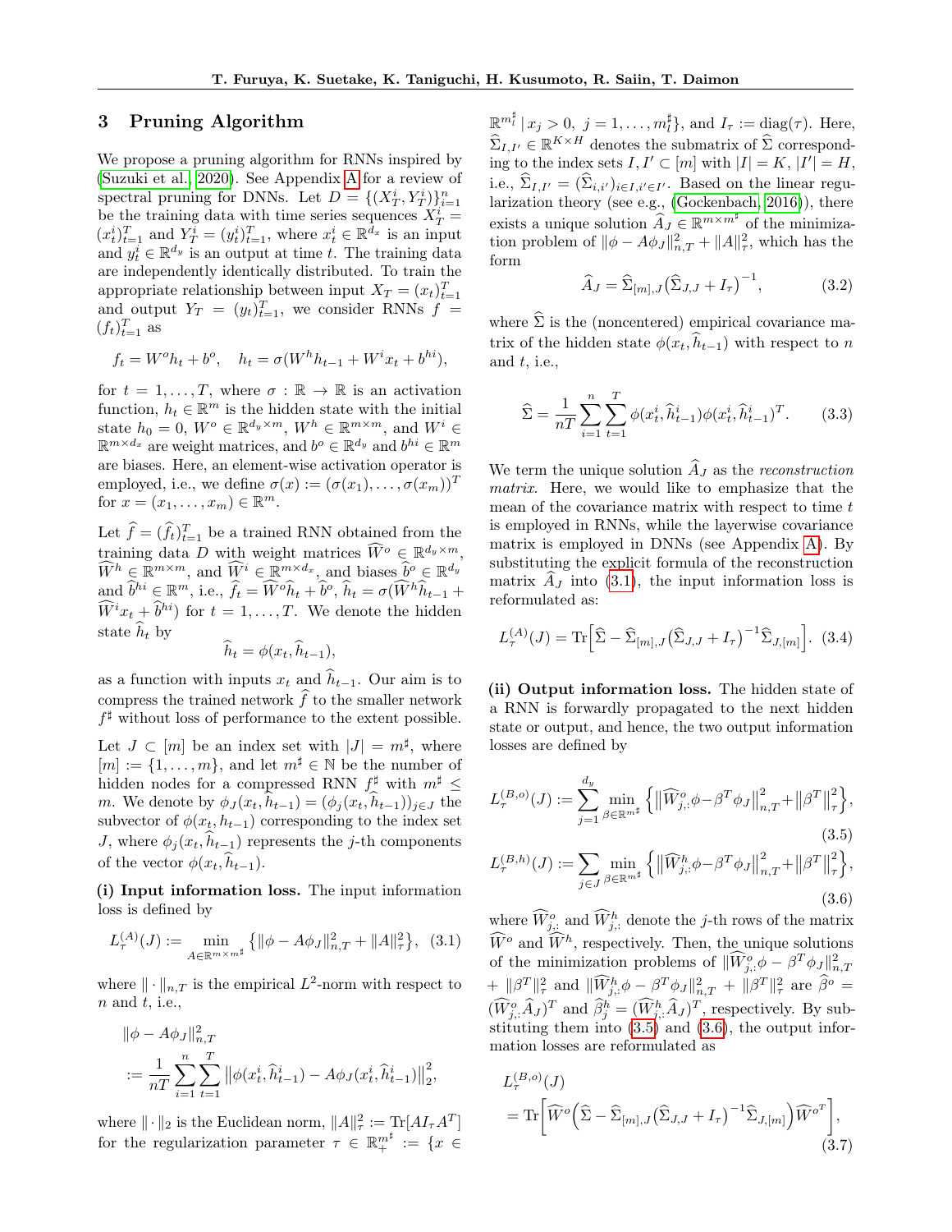## 3 Pruning Algorithm

We propose a pruning algorithm for RNNs inspired by (Suzuki et al., 2020). See Appendix A for a review of spectral pruning for DNNs. Let $D = \{(X_T^i, Y_T^i)\}_{i=1}^n$ be the training data with time series sequences $X_T^i = (x_t^i)_{t=1}^T$ and $Y_T^i = (y_t^i)_{t=1}^T$, where $x_t^i \in \mathbb{R}^{d_x}$ is an input and $y_t^i \in \mathbb{R}^{d_y}$ is an output at time $t$. The training data are independently identically distributed. To train the appropriate relationship between input $X_T = (x_t)_{t=1}^T$ and output $Y_T = (y_t)_{t=1}^T$, we consider RNNs $f = (f_t)_{t=1}^T$ as

$$f_t = W^o h_t + b^o, \quad h_t = \sigma(W^h h_{t-1} + W^i x_t + b^{hi}),$$

for $t = 1, \ldots, T$, where $\sigma : \mathbb{R} \to \mathbb{R}$ is an activation function, $h_t \in \mathbb{R}^m$ is the hidden state with the initial state $h_0 = 0$, $W^o \in \mathbb{R}^{d_y \times m}$, $W^h \in \mathbb{R}^{m \times m}$, and $W^i \in \mathbb{R}^{m \times d_x}$ are weight matrices, and $b^o \in \mathbb{R}^{d_y}$ and $b^{hi} \in \mathbb{R}^m$ are biases. Here, an element-wise activation operator is employed, i.e., we define $\sigma(x) := (\sigma(x_1), \ldots, \sigma(x_m))^T$ for $x = (x_1, \ldots, x_m) \in \mathbb{R}^m$.

Let $\widehat{f} = (\widehat{f}_t)_{t=1}^T$ be a trained RNN obtained from the training data $D$ with weight matrices $\widehat{W}^o \in \mathbb{R}^{d_y \times m}$, $\widehat{W}^h \in \mathbb{R}^{m \times m}$, and $\widehat{W}^i \in \mathbb{R}^{m \times d_x}$, and biases $\widehat{b}^o \in \mathbb{R}^{d_y}$ and $\widehat{b}^{hi} \in \mathbb{R}^m$, i.e., $\widehat{f}_t = \widehat{W}^o \widehat{h}_t + \widehat{b}^o$, $\widehat{h}_t = \sigma(\widehat{W}^h \widehat{h}_{t-1} + \widehat{W}^i x_t + \widehat{b}^{hi})$ for $t = 1, \ldots, T$. We denote the hidden state $\widehat{h}_t$ by

$$\widehat{h}_t = \phi(x_t, \widehat{h}_{t-1}),$$

as a function with inputs $x_t$ and $\widehat{h}_{t-1}$. Our aim is to compress the trained network $\widehat{f}$ to the smaller network $f^\sharp$ without loss of performance to the extent possible.

Let $J \subset [m]$ be an index set with $|J| = m^\sharp$, where $[m] := \{1, \ldots, m\}$, and let $m^\sharp \in \mathbb{N}$ be the number of hidden nodes for a compressed RNN $f^\sharp$ with $m^\sharp \leq m$. We denote by $\phi_J(x_t, \widehat{h}_{t-1}) = (\phi_j(x_t, \widehat{h}_{t-1}))_{j \in J}$ the subvector of $\phi(x_t, h_{t-1})$ corresponding to the index set $J$, where $\phi_j(x_t, \widehat{h}_{t-1})$ represents the $j$-th components of the vector $\phi(x_t, \widehat{h}_{t-1})$.

**(i) Input information loss.** The input information loss is defined by

$$L_\tau^{(A)}(J) := \min_{A \in \mathbb{R}^{m \times m^\sharp}} \left\{ \|\phi - A\phi_J\|_{n,T}^2 + \|A\|_\tau^2 \right\}, \quad (3.1)$$

where $\|\cdot\|_{n,T}$ is the empirical $L^2$-norm with respect to $n$ and $t$, i.e.,

$$\|\phi - A\phi_J\|_{n,T}^2 := \frac{1}{nT} \sum_{i=1}^n \sum_{t=1}^T \left\| \phi(x_t^i, \widehat{h}_{t-1}^i) - A\phi_J(x_t^i, \widehat{h}_{t-1}^i) \right\|_2^2,$$

where $\|\cdot\|_2$ is the Euclidean norm, $\|A\|_\tau^2 := \mathrm{Tr}[A I_\tau A^T]$ for the regularization parameter $\tau \in \mathbb{R}_+^{m^\sharp} := \{x \in \mathbb{R}^{m_l^\sharp} \mid x_j > 0, \ j = 1, \ldots, m_l^\sharp\}$, and $I_\tau := \mathrm{diag}(\tau)$. Here, $\widehat{\Sigma}_{I,I'} \in \mathbb{R}^{K \times H}$ denotes the submatrix of $\widehat{\Sigma}$ corresponding to the index sets $I, I' \subset [m]$ with $|I| = K$, $|I'| = H$, i.e., $\widehat{\Sigma}_{I,I'} = (\widehat{\Sigma}_{i,i'})_{i \in I, i' \in I'}$. Based on the linear regularization theory (see e.g., (Gockenbach, 2016)), there exists a unique solution $\widehat{A}_J \in \mathbb{R}^{m \times m^\sharp}$ of the minimization problem of $\|\phi - A\phi_J\|_{n,T}^2 + \|A\|_\tau^2$, which has the form

$$\widehat{A}_J = \widehat{\Sigma}_{[m],J} \big(\widehat{\Sigma}_{J,J} + I_\tau\big)^{-1}, \quad (3.2)$$

where $\widehat{\Sigma}$ is the (noncentered) empirical covariance matrix of the hidden state $\phi(x_t, \widehat{h}_{t-1})$ with respect to $n$ and $t$, i.e.,

$$\widehat{\Sigma} = \frac{1}{nT} \sum_{i=1}^n \sum_{t=1}^T \phi(x_t^i, \widehat{h}_{t-1}^i) \phi(x_t^i, \widehat{h}_{t-1}^i)^T. \quad (3.3)$$

We term the unique solution $\widehat{A}_J$ as the *reconstruction matrix*. Here, we would like to emphasize that the mean of the covariance matrix with respect to time $t$ is employed in RNNs, while the layerwise covariance matrix is employed in DNNs (see Appendix A). By substituting the explicit formula of the reconstruction matrix $\widehat{A}_J$ into (3.1), the input information loss is reformulated as:

$$L_\tau^{(A)}(J) = \mathrm{Tr}\Big[\widehat{\Sigma} - \widehat{\Sigma}_{[m],J} \big(\widehat{\Sigma}_{J,J} + I_\tau\big)^{-1} \widehat{\Sigma}_{J,[m]}\Big]. \quad (3.4)$$

**(ii) Output information loss.** The hidden state of a RNN is forwardly propagated to the next hidden state or output, and hence, the two output information losses are defined by

$$L_\tau^{(B,o)}(J) := \sum_{j=1}^{d_y} \min_{\beta \in \mathbb{R}^{m^\sharp}} \left\{ \big\| \widehat{W}_{j,:}^o \phi - \beta^T \phi_J \big\|_{n,T}^2 + \big\|\beta^T\big\|_\tau^2 \right\}, \quad (3.5)$$

$$L_\tau^{(B,h)}(J) := \sum_{j \in J} \min_{\beta \in \mathbb{R}^{m^\sharp}} \left\{ \big\| \widehat{W}_{j,:}^h \phi - \beta^T \phi_J \big\|_{n,T}^2 + \big\|\beta^T\big\|_\tau^2 \right\}, \quad (3.6)$$

where $\widehat{W}_{j,:}^o$ and $\widehat{W}_{j,:}^h$ denote the $j$-th rows of the matrix $\widehat{W}^o$ and $\widehat{W}^h$, respectively. Then, the unique solutions of the minimization problems of $\|\widehat{W}_{j,:}^o \phi - \beta^T \phi_J\|_{n,T}^2 + \|\beta^T\|_\tau^2$ and $\|\widehat{W}_{j,:}^h \phi - \beta^T \phi_J\|_{n,T}^2 + \|\beta^T\|_\tau^2$ are $\widehat{\beta}^o = (\widehat{W}_{j,:}^o \widehat{A}_J)^T$ and $\widehat{\beta}_j^h = (\widehat{W}_{j,:}^h \widehat{A}_J)^T$, respectively. By substituting them into (3.5) and (3.6), the output information losses are reformulated as

$$L_\tau^{(B,o)}(J) = \mathrm{Tr}\bigg[\widehat{W}^o \Big(\widehat{\Sigma} - \widehat{\Sigma}_{[m],J} \big(\widehat{\Sigma}_{J,J} + I_\tau\big)^{-1} \widehat{\Sigma}_{J,[m]}\Big) \widehat{W}^{o^T}\bigg], \quad (3.7)$$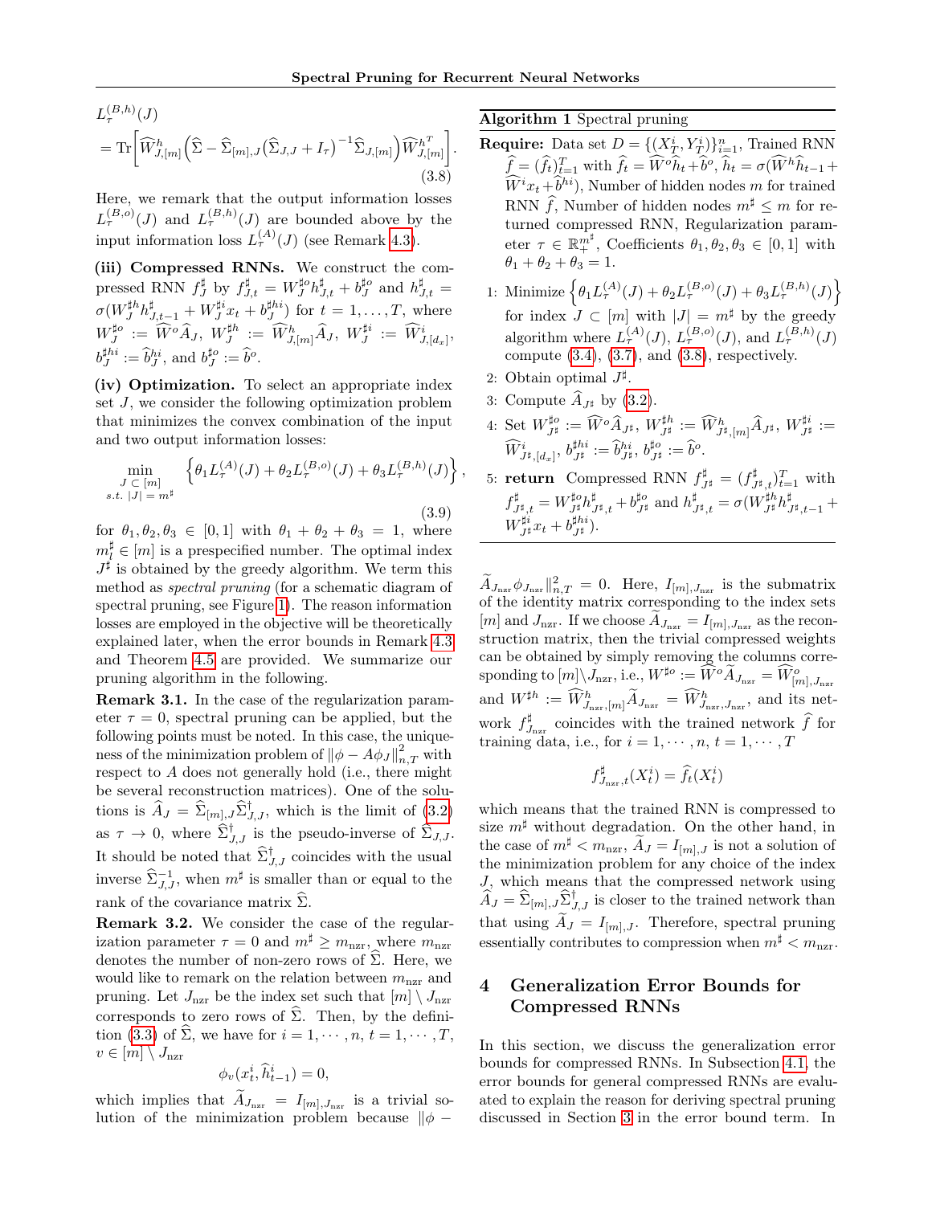$$
L_\tau^{(B,h)}(J) = \mathrm{Tr}\left[\widehat{W}^h_{J,[m]}\left(\widehat{\Sigma} - \widehat{\Sigma}_{[m],J}\left(\widehat{\Sigma}_{J,J} + I_\tau\right)^{-1}\widehat{\Sigma}_{J,[m]}\right)\widehat{W}^{h^T}_{J,[m]}\right]. \tag{3.8}
$$

Here, we remark that the output information losses $L_\tau^{(B,o)}(J)$ and $L_\tau^{(B,h)}(J)$ are bounded above by the input information loss $L_\tau^{(A)}(J)$ (see Remark 4.3).

**(iii) Compressed RNNs.** We construct the compressed RNN $f_J^\sharp$ by $f_{J,t}^\sharp = W_J^{\sharp o} h_{J,t}^\sharp + b_J^{\sharp o}$ and $h_{J,t}^\sharp = \sigma(W_J^{\sharp h} h_{J,t-1}^\sharp + W_J^{\sharp i} x_t + b_J^{\sharp hi})$ for $t = 1, \ldots, T$, where $W_J^{\sharp o} := \widehat{W}^o \widehat{A}_J$, $W_J^{\sharp h} := \widehat{W}^h_{J,[m]} \widehat{A}_J$, $W_J^{\sharp i} := \widehat{W}^i_{J,[d_x]}$, $b_J^{\sharp hi} := \widehat{b}^{hi}_J$, and $b_J^{\sharp o} := \widehat{b}^o$.

**(iv) Optimization.** To select an appropriate index set $J$, we consider the following optimization problem that minimizes the convex combination of the input and two output information losses:

$$
\min_{\substack{J \subset [m] \\ s.t.\ |J| = m^\sharp}} \left\{\theta_1 L_\tau^{(A)}(J) + \theta_2 L_\tau^{(B,o)}(J) + \theta_3 L_\tau^{(B,h)}(J)\right\}, \tag{3.9}
$$

for $\theta_1, \theta_2, \theta_3 \in [0,1]$ with $\theta_1 + \theta_2 + \theta_3 = 1$, where $m_l^\sharp \in [m]$ is a prespecified number. The optimal index $J^\sharp$ is obtained by the greedy algorithm. We term this method as *spectral pruning* (for a schematic diagram of spectral pruning, see Figure 1). The reason information losses are employed in the objective will be theoretically explained later, when the error bounds in Remark 4.3 and Theorem 4.5 are provided. We summarize our pruning algorithm in the following.

**Remark 3.1.** In the case of the regularization parameter $\tau = 0$, spectral pruning can be applied, but the following points must be noted. In this case, the uniqueness of the minimization problem of $\|\phi - A\phi_J\|^2_{n,T}$ with respect to $A$ does not generally hold (i.e., there might be several reconstruction matrices). One of the solutions is $\widehat{A}_J = \widehat{\Sigma}_{[m],J}\widehat{\Sigma}^\dagger_{J,J}$, which is the limit of (3.2) as $\tau \to 0$, where $\widehat{\Sigma}^\dagger_{J,J}$ is the pseudo-inverse of $\widehat{\Sigma}_{J,J}$. It should be noted that $\widehat{\Sigma}^\dagger_{J,J}$ coincides with the usual inverse $\widehat{\Sigma}^{-1}_{J,J}$, when $m^\sharp$ is smaller than or equal to the rank of the covariance matrix $\widehat{\Sigma}$.

**Remark 3.2.** We consider the case of the regularization parameter $\tau = 0$ and $m^\sharp \geq m_{\mathrm{nzr}}$, where $m_{\mathrm{nzr}}$ denotes the number of non-zero rows of $\widehat{\Sigma}$. Here, we would like to remark on the relation between $m_{\mathrm{nzr}}$ and pruning. Let $J_{\mathrm{nzr}}$ be the index set such that $[m] \setminus J_{\mathrm{nzr}}$ corresponds to zero rows of $\widehat{\Sigma}$. Then, by the definition (3.3) of $\widehat{\Sigma}$, we have for $i = 1, \cdots, n$, $t = 1, \cdots, T$, $v \in [m] \setminus J_{\mathrm{nzr}}$

$$
\phi_v(x_t^i, \widehat{h}_{t-1}^i) = 0,
$$

which implies that $\widetilde{A}_{J_{\mathrm{nzr}}} = I_{[m],J_{\mathrm{nzr}}}$ is a trivial solution of the minimization problem because $\|\phi - \widetilde{A}_{J_{\mathrm{nzr}}}\phi_{J_{\mathrm{nzr}}}\|^2_{n,T} = 0$. Here, $I_{[m],J_{\mathrm{nzr}}}$ is the submatrix of the identity matrix corresponding to the index sets $[m]$ and $J_{\mathrm{nzr}}$. If we choose $\widetilde{A}_{J_{\mathrm{nzr}}} = I_{[m],J_{\mathrm{nzr}}}$ as the reconstruction matrix, then the trivial compressed weights can be obtained by simply removing the columns corresponding to $[m] \setminus J_{\mathrm{nzr}}$, i.e., $W^{\sharp o} := \widehat{W}^o \widetilde{A}_{J_{\mathrm{nzr}}} = \widehat{W}^o_{[m],J_{\mathrm{nzr}}}$ and $W^{\sharp h} := \widehat{W}^h_{J_{\mathrm{nzr}},[m]}\widetilde{A}_{J_{\mathrm{nzr}}} = \widehat{W}^h_{J_{\mathrm{nzr}},J_{\mathrm{nzr}}}$, and its network $f^\sharp_{J_{\mathrm{nzr}}}$ coincides with the trained network $\widehat{f}$ for training data, i.e., for $i = 1, \cdots, n$, $t = 1, \cdots, T$

$$
f^\sharp_{J_{\mathrm{nzr}},t}(X_t^i) = \widehat{f}_t(X_t^i)
$$

which means that the trained RNN is compressed to size $m^\sharp$ without degradation. On the other hand, in the case of $m^\sharp < m_{\mathrm{nzr}}$, $\widetilde{A}_J = I_{[m],J}$ is not a solution of the minimization problem for any choice of the index $J$, which means that the compressed network using $\widehat{A}_J = \widehat{\Sigma}_{[m],J}\widehat{\Sigma}^\dagger_{J,J}$ is closer to the trained network than that using $\widetilde{A}_J = I_{[m],J}$. Therefore, spectral pruning essentially contributes to compression when $m^\sharp < m_{\mathrm{nzr}}$.

---

**Algorithm 1** Spectral pruning

**Require:** Data set $D = \{(X_T^i, Y_T^i)\}_{i=1}^n$, Trained RNN $\widehat{f} = (\widehat{f}_t)_{t=1}^T$ with $\widehat{f}_t = \widehat{W}^o\widehat{h}_t + \widehat{b}^o$, $\widehat{h}_t = \sigma(\widehat{W}^h\widehat{h}_{t-1} + \widehat{W}^i x_t + \widehat{b}^{hi})$, Number of hidden nodes $m$ for trained RNN $\widehat{f}$, Number of hidden nodes $m^\sharp \leq m$ for returned compressed RNN, Regularization parameter $\tau \in \mathbb{R}_+^{m^\sharp}$, Coefficients $\theta_1, \theta_2, \theta_3 \in [0,1]$ with $\theta_1 + \theta_2 + \theta_3 = 1$.

1. Minimize $\left\{\theta_1 L_\tau^{(A)}(J) + \theta_2 L_\tau^{(B,o)}(J) + \theta_3 L_\tau^{(B,h)}(J)\right\}$ for index $J \subset [m]$ with $|J| = m^\sharp$ by the greedy algorithm where $L_\tau^{(A)}(J)$, $L_\tau^{(B,o)}(J)$, and $L_\tau^{(B,h)}(J)$ compute (3.4), (3.7), and (3.8), respectively.
2. Obtain optimal $J^\sharp$.
3. Compute $\widehat{A}_{J^\sharp}$ by (3.2).
4. Set $W_{J^\sharp}^{\sharp o} := \widehat{W}^o\widehat{A}_{J^\sharp}$, $W_{J^\sharp}^{\sharp h} := \widehat{W}^h_{J^\sharp,[m]}\widehat{A}_{J^\sharp}$, $W_{J^\sharp}^{\sharp i} := \widehat{W}^i_{J^\sharp,[d_x]}$, $b_{J^\sharp}^{\sharp hi} := \widehat{b}^{hi}_{J^\sharp}$, $b_{J^\sharp}^{\sharp o} := \widehat{b}^o$.
5. **return** Compressed RNN $f_{J^\sharp}^\sharp = (f_{J^\sharp,t}^\sharp)_{t=1}^T$ with $f_{J^\sharp,t}^\sharp = W_{J^\sharp}^{\sharp o} h_{J^\sharp,t}^\sharp + b_{J^\sharp}^{\sharp o}$ and $h_{J^\sharp,t}^\sharp = \sigma(W_{J^\sharp}^{\sharp h} h_{J^\sharp,t-1}^\sharp + W_{J^\sharp}^{\sharp i} x_t + b_{J^\sharp}^{\sharp hi})$.

---

## 4 Generalization Error Bounds for Compressed RNNs

In this section, we discuss the generalization error bounds for compressed RNNs. In Subsection 4.1, the error bounds for general compressed RNNs are evaluated to explain the reason for deriving spectral pruning discussed in Section 3 in the error bound term. In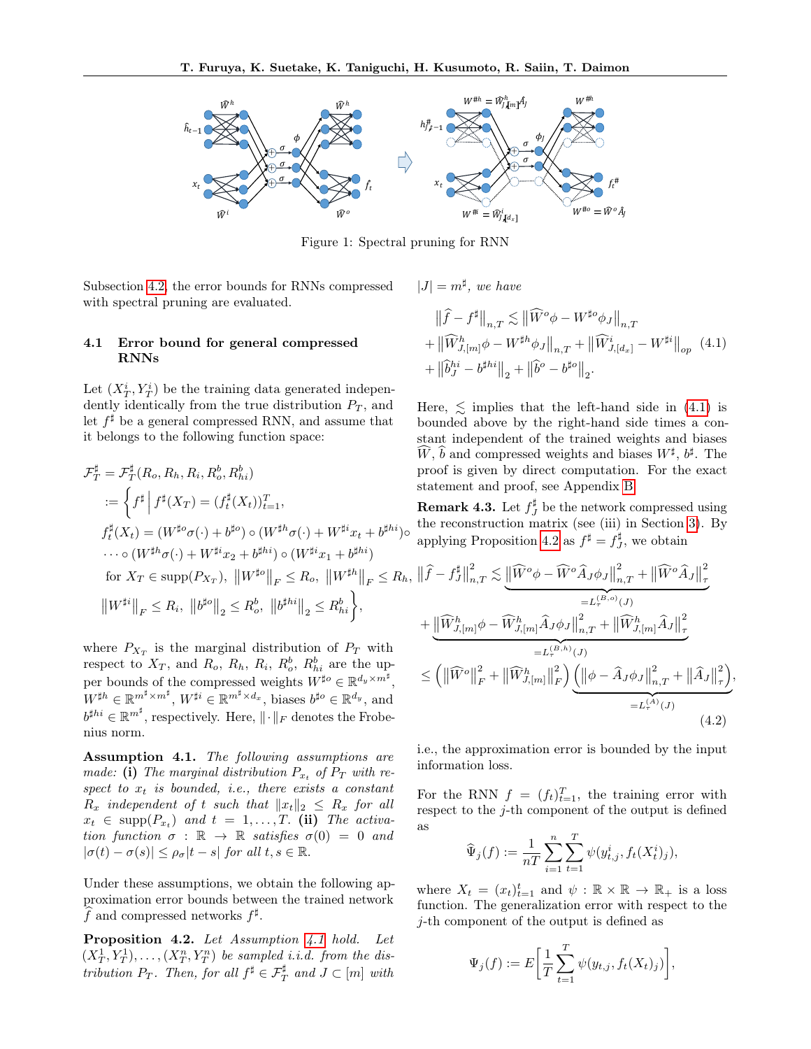Figure 1: Spectral pruning for RNN

Subsection 4.2, the error bounds for RNNs compressed with spectral pruning are evaluated.

### 4.1 Error bound for general compressed RNNs

Let $(X_T^i, Y_T^i)$ be the training data generated independently identically from the true distribution $P_T$, and let $f^\sharp$ be a general compressed RNN, and assume that it belongs to the following function space:

$$
\begin{aligned}
\mathcal{F}_T^\sharp &= \mathcal{F}_T^\sharp(R_o, R_h, R_i, R_o^b, R_{hi}^b) \\
&:= \Big\{ f^\sharp \,\Big|\, f^\sharp(X_T) = (f_t^\sharp(X_t))_{t=1}^T, \\
&\quad f_t^\sharp(X_t) = (W^{\sharp o}\sigma(\cdot) + b^{\sharp o}) \circ (W^{\sharp h}\sigma(\cdot) + W^{\sharp i}x_t + b^{\sharp hi}) \circ \\
&\quad \cdots \circ (W^{\sharp h}\sigma(\cdot) + W^{\sharp i}x_2 + b^{\sharp hi}) \circ (W^{\sharp i}x_1 + b^{\sharp hi}) \\
&\quad \text{for } X_T \in \mathrm{supp}(P_{X_T}),\ \left\|W^{\sharp o}\right\|_F \le R_o,\ \left\|W^{\sharp h}\right\|_F \le R_h, \\
&\quad \left\|W^{\sharp i}\right\|_F \le R_i,\ \left\|b^{\sharp o}\right\|_2 \le R_o^b,\ \left\|b^{\sharp hi}\right\|_2 \le R_{hi}^b \Big\},
\end{aligned}
$$

where $P_{X_T}$ is the marginal distribution of $P_T$ with respect to $X_T$, and $R_o$, $R_h$, $R_i$, $R_o^b$, $R_{hi}^b$ are the upper bounds of the compressed weights $W^{\sharp o} \in \mathbb{R}^{d_y \times m^\sharp}$, $W^{\sharp h} \in \mathbb{R}^{m^\sharp \times m^\sharp}$, $W^{\sharp i} \in \mathbb{R}^{m^\sharp \times d_x}$, biases $b^{\sharp o} \in \mathbb{R}^{d_y}$, and $b^{\sharp hi} \in \mathbb{R}^{m^\sharp}$, respectively. Here, $\|\cdot\|_F$ denotes the Frobenius norm.

**Assumption 4.1.** *The following assumptions are made:* **(i)** *The marginal distribution $P_{x_t}$ of $P_T$ with respect to $x_t$ is bounded, i.e., there exists a constant $R_x$ independent of $t$ such that $\|x_t\|_2 \le R_x$ for all $x_t \in \mathrm{supp}(P_{x_t})$ and $t = 1, \ldots, T$.* **(ii)** *The activation function $\sigma : \mathbb{R} \to \mathbb{R}$ satisfies $\sigma(0) = 0$ and $|\sigma(t) - \sigma(s)| \le \rho_\sigma |t - s|$ for all $t, s \in \mathbb{R}$.*

Under these assumptions, we obtain the following approximation error bounds between the trained network $\widehat{f}$ and compressed networks $f^\sharp$.

**Proposition 4.2.** *Let Assumption 4.1 hold. Let $(X_T^1, Y_T^1), \ldots, (X_T^n, Y_T^n)$ be sampled i.i.d. from the distribution $P_T$. Then, for all $f^\sharp \in \mathcal{F}_T^\sharp$ and $J \subset [m]$ with $|J| = m^\sharp$, we have*

$$
\begin{aligned}
\left\|\widehat{f} - f^\sharp\right\|_{n,T} &\lesssim \left\|\widehat{W}^o\phi - W^{\sharp o}\phi_J\right\|_{n,T} \\
&+ \left\|\widehat{W}^h_{J,[m]}\phi - W^{\sharp h}\phi_J\right\|_{n,T} + \left\|\widehat{W}^i_{J,[d_x]} - W^{\sharp i}\right\|_{op} \\
&+ \left\|\widehat{b}^{hi}_J - b^{\sharp hi}\right\|_2 + \left\|\widehat{b}^o - b^{\sharp o}\right\|_2.
\end{aligned} \tag{4.1}
$$

Here, $\lesssim$ implies that the left-hand side in (4.1) is bounded above by the right-hand side times a constant independent of the trained weights and biases $\widehat{W}$, $\widehat{b}$ and compressed weights and biases $W^\sharp$, $b^\sharp$. The proof is given by direct computation. For the exact statement and proof, see Appendix B.

**Remark 4.3.** Let $f_J^\sharp$ be the network compressed using the reconstruction matrix (see (iii) in Section 3). By applying Proposition 4.2 as $f^\sharp = f_J^\sharp$, we obtain

$$
\begin{aligned}
\left\|\widehat{f} - f_J^\sharp\right\|_{n,T}^2 &\lesssim \underbrace{\left\|\widehat{W}^o\phi - \widehat{W}^o\widehat{A}_J\phi_J\right\|_{n,T}^2 + \left\|\widehat{W}^o\widehat{A}_J\right\|_\tau^2}_{=L_\tau^{(B,o)}(J)} \\
&+ \underbrace{\left\|\widehat{W}^h_{J,[m]}\phi - \widehat{W}^h_{J,[m]}\widehat{A}_J\phi_J\right\|_{n,T}^2 + \left\|\widehat{W}^h_{J,[m]}\widehat{A}_J\right\|_\tau^2}_{=L_\tau^{(B,h)}(J)} \\
&\le \left(\left\|\widehat{W}^o\right\|_F^2 + \left\|\widehat{W}^h_{J,[m]}\right\|_F^2\right)\underbrace{\left(\left\|\phi - \widehat{A}_J\phi_J\right\|_{n,T}^2 + \left\|\widehat{A}_J\right\|_\tau^2\right)}_{=L_\tau^{(A)}(J)},
\end{aligned} \tag{4.2}
$$

i.e., the approximation error is bounded by the input information loss.

For the RNN $f = (f_t)_{t=1}^T$, the training error with respect to the $j$-th component of the output is defined as

$$
\widehat{\Psi}_j(f) := \frac{1}{nT}\sum_{i=1}^n \sum_{t=1}^T \psi(y_{t,j}^i, f_t(X_t^i)_j),
$$

where $X_t = (x_t)_{t=1}^t$ and $\psi : \mathbb{R} \times \mathbb{R} \to \mathbb{R}_+$ is a loss function. The generalization error with respect to the $j$-th component of the output is defined as

$$
\Psi_j(f) := E\left[\frac{1}{T}\sum_{t=1}^T \psi(y_{t,j}, f_t(X_t)_j)\right],
$$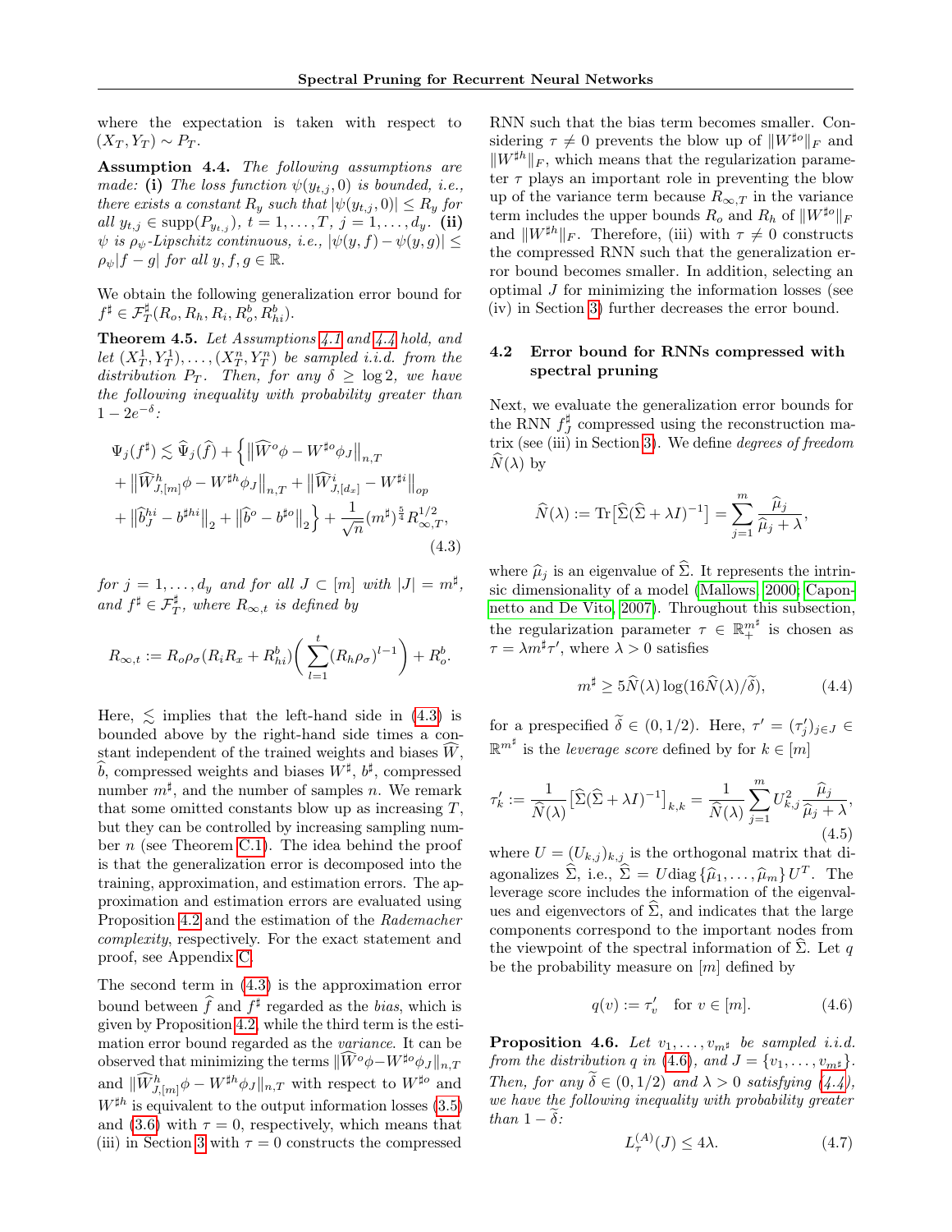where the expectation is taken with respect to $(X_T, Y_T) \sim P_T$.

**Assumption 4.4.** *The following assumptions are made:* **(i)** *The loss function $\psi(y_{t,j}, 0)$ is bounded, i.e., there exists a constant $R_y$ such that $|\psi(y_{t,j}, 0)| \leq R_y$ for all $y_{t,j} \in \text{supp}(P_{y_{t,j}})$, $t = 1, \ldots, T$, $j = 1, \ldots, d_y$.* **(ii)** *$\psi$ is $\rho_\psi$-Lipschitz continuous, i.e., $|\psi(y, f) - \psi(y, g)| \leq \rho_\psi |f - g|$ for all $y, f, g \in \mathbb{R}$.*

We obtain the following generalization error bound for $f^\sharp \in \mathcal{F}_T^\sharp(R_o, R_h, R_i, R_o^b, R_{hi}^b)$.

**Theorem 4.5.** *Let Assumptions 4.1 and 4.4 hold, and let $(X_T^1, Y_T^1), \ldots, (X_T^n, Y_T^n)$ be sampled i.i.d. from the distribution $P_T$. Then, for any $\delta \geq \log 2$, we have the following inequality with probability greater than $1 - 2e^{-\delta}$:*

$$
\begin{aligned}
\Psi_j(f^\sharp) \lesssim \widehat{\Psi}_j(\widehat{f}) + \Big\{ &\big\| \widehat{W}^o \phi - W^{\sharp o} \phi_J \big\|_{n,T} \\
&+ \big\| \widehat{W}^h_{J,[m]} \phi - W^{\sharp h} \phi_J \big\|_{n,T} + \big\| \widehat{W}^i_{J,[d_x]} - W^{\sharp i} \big\|_{op} \\
&+ \big\| \widehat{b}^{hi}_J - b^{\sharp hi} \big\|_2 + \big\| \widehat{b}^o - b^{\sharp o} \big\|_2 \Big\} + \frac{1}{\sqrt{n}} (m^\sharp)^{\frac{5}{4}} R_{\infty,T}^{1/2},
\end{aligned}
\tag{4.3}
$$

*for $j = 1, \ldots, d_y$ and for all $J \subset [m]$ with $|J| = m^\sharp$, and $f^\sharp \in \mathcal{F}_T^\sharp$, where $R_{\infty,t}$ is defined by*

$$
R_{\infty,t} := R_o \rho_\sigma (R_i R_x + R_{hi}^b) \left( \sum_{l=1}^{t} (R_h \rho_\sigma)^{l-1} \right) + R_o^b.
$$

Here, $\lesssim$ implies that the left-hand side in (4.3) is bounded above by the right-hand side times a constant independent of the trained weights and biases $\widehat{W}$, $\widehat{b}$, compressed weights and biases $W^\sharp$, $b^\sharp$, compressed number $m^\sharp$, and the number of samples $n$. We remark that some omitted constants blow up as increasing $T$, but they can be controlled by increasing sampling number $n$ (see Theorem C.1). The idea behind the proof is that the generalization error is decomposed into the training, approximation, and estimation errors. The approximation and estimation errors are evaluated using Proposition 4.2 and the estimation of the *Rademacher complexity*, respectively. For the exact statement and proof, see Appendix C.

The second term in (4.3) is the approximation error bound between $\widehat{f}$ and $f^\sharp$ regarded as the *bias*, which is given by Proposition 4.2, while the third term is the estimation error bound regarded as the *variance*. It can be observed that minimizing the terms $\|\widehat{W}^o \phi - W^{\sharp o} \phi_J\|_{n,T}$ and $\|\widehat{W}^h_{J,[m]} \phi - W^{\sharp h} \phi_J\|_{n,T}$ with respect to $W^{\sharp o}$ and $W^{\sharp h}$ is equivalent to the output information losses (3.5) and (3.6) with $\tau = 0$, respectively, which means that (iii) in Section 3 with $\tau = 0$ constructs the compressed RNN such that the bias term becomes smaller. Considering $\tau \neq 0$ prevents the blow up of $\|W^{\sharp o}\|_F$ and $\|W^{\sharp h}\|_F$, which means that the regularization parameter $\tau$ plays an important role in preventing the blow up of the variance term because $R_{\infty,T}$ in the variance term includes the upper bounds $R_o$ and $R_h$ of $\|W^{\sharp o}\|_F$ and $\|W^{\sharp h}\|_F$. Therefore, (iii) with $\tau \neq 0$ constructs the compressed RNN such that the generalization error bound becomes smaller. In addition, selecting an optimal $J$ for minimizing the information losses (see (iv) in Section 3) further decreases the error bound.

## 4.2 Error bound for RNNs compressed with spectral pruning

Next, we evaluate the generalization error bounds for the RNN $f_J^\sharp$ compressed using the reconstruction matrix (see (iii) in Section 3). We define *degrees of freedom* $\widehat{N}(\lambda)$ by

$$
\widehat{N}(\lambda) := \text{Tr}\big[\widehat{\Sigma}(\widehat{\Sigma} + \lambda I)^{-1}\big] = \sum_{j=1}^{m} \frac{\widehat{\mu}_j}{\widehat{\mu}_j + \lambda},
$$

where $\widehat{\mu}_j$ is an eigenvalue of $\widehat{\Sigma}$. It represents the intrinsic dimensionality of a model (Mallows, 2000; Caponnetto and De Vito, 2007). Throughout this subsection, the regularization parameter $\tau \in \mathbb{R}_+^{m^\sharp}$ is chosen as $\tau = \lambda m^\sharp \tau'$, where $\lambda > 0$ satisfies

$$
m^\sharp \geq 5 \widehat{N}(\lambda) \log(16 \widehat{N}(\lambda) / \widetilde{\delta}), \tag{4.4}
$$

for a prespecified $\widetilde{\delta} \in (0, 1/2)$. Here, $\tau' = (\tau'_j)_{j \in J} \in \mathbb{R}^{m^\sharp}$ is the *leverage score* defined by for $k \in [m]$

$$
\tau'_k := \frac{1}{\widehat{N}(\lambda)} \big[\widehat{\Sigma}(\widehat{\Sigma} + \lambda I)^{-1}\big]_{k,k} = \frac{1}{\widehat{N}(\lambda)} \sum_{j=1}^{m} U_{k,j}^2 \frac{\widehat{\mu}_j}{\widehat{\mu}_j + \lambda}, \tag{4.5}
$$

where $U = (U_{k,j})_{k,j}$ is the orthogonal matrix that diagonalizes $\widehat{\Sigma}$, i.e., $\widehat{\Sigma} = U \text{diag}\{\widehat{\mu}_1, \ldots, \widehat{\mu}_m\} U^T$. The leverage score includes the information of the eigenvalues and eigenvectors of $\widehat{\Sigma}$, and indicates that the large components correspond to the important nodes from the viewpoint of the spectral information of $\widehat{\Sigma}$. Let $q$ be the probability measure on $[m]$ defined by

$$
q(v) := \tau'_v \quad \text{for } v \in [m]. \tag{4.6}
$$

**Proposition 4.6.** *Let $v_1, \ldots, v_{m^\sharp}$ be sampled i.i.d. from the distribution $q$ in (4.6), and $J = \{v_1, \ldots, v_{m^\sharp}\}$. Then, for any $\widetilde{\delta} \in (0, 1/2)$ and $\lambda > 0$ satisfying (4.4), we have the following inequality with probability greater than $1 - \widetilde{\delta}$:*

$$
L_\tau^{(A)}(J) \leq 4\lambda. \tag{4.7}
$$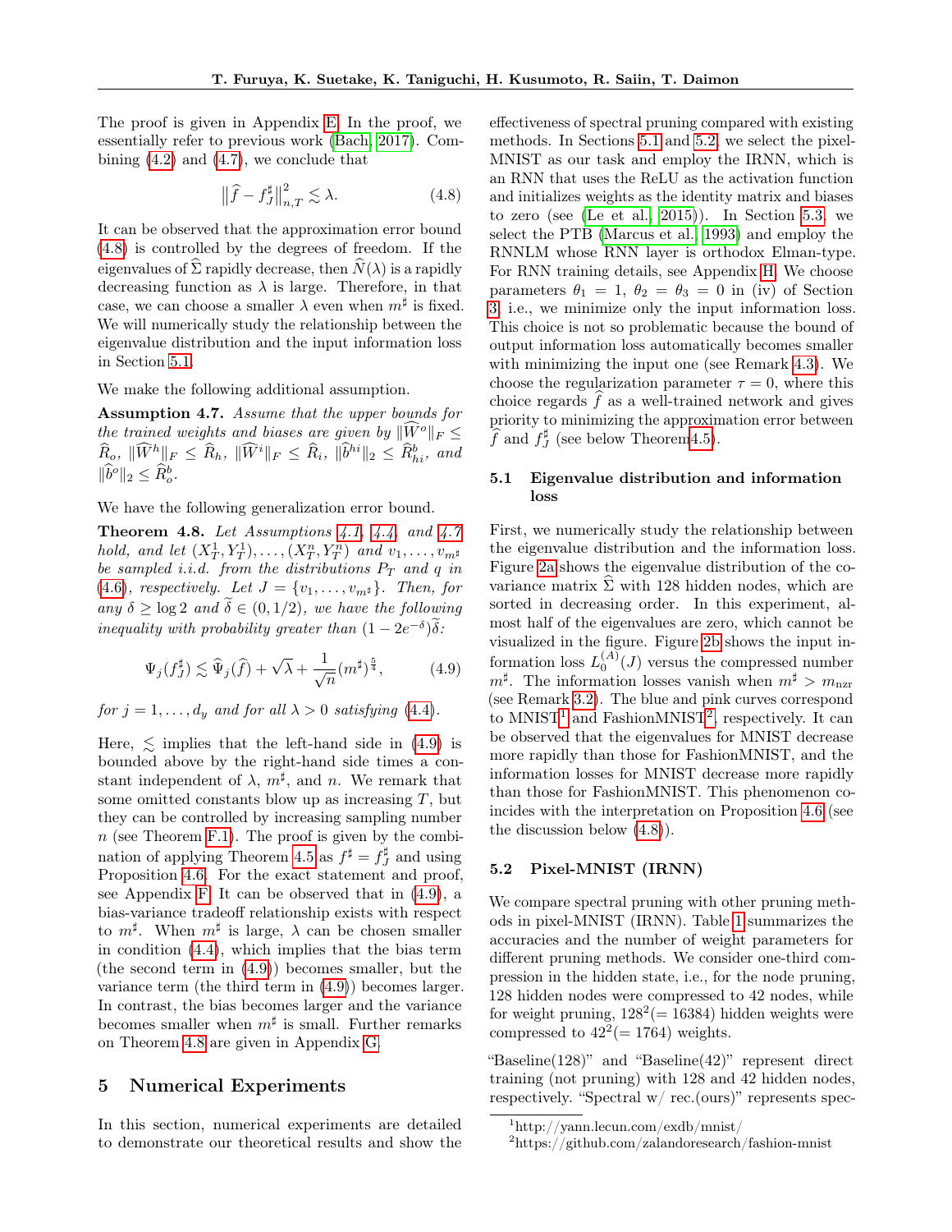The proof is given in Appendix E. In the proof, we essentially refer to previous work (Bach, 2017). Combining (4.2) and (4.7), we conclude that

$$\left\|\widehat{f} - f_J^\sharp\right\|_{n,T}^2 \lesssim \lambda. \tag{4.8}$$

It can be observed that the approximation error bound (4.8) is controlled by the degrees of freedom. If the eigenvalues of $\widehat{\Sigma}$ rapidly decrease, then $\widehat{N}(\lambda)$ is a rapidly decreasing function as $\lambda$ is large. Therefore, in that case, we can choose a smaller $\lambda$ even when $m^\sharp$ is fixed. We will numerically study the relationship between the eigenvalue distribution and the input information loss in Section 5.1.

We make the following additional assumption.

**Assumption 4.7.** *Assume that the upper bounds for the trained weights and biases are given by $\|\widehat{W}^o\|_F \leq \widehat{R}_o$, $\|\widehat{W}^h\|_F \leq \widehat{R}_h$, $\|\widehat{W}^i\|_F \leq \widehat{R}_i$, $\|\widehat{b}^{hi}\|_2 \leq \widehat{R}^b_{hi}$, and $\|\widehat{b}^o\|_2 \leq \widehat{R}^b_o$.*

We have the following generalization error bound.

**Theorem 4.8.** *Let Assumptions 4.1, 4.4, and 4.7 hold, and let $(X_T^1, Y_T^1), \ldots, (X_T^n, Y_T^n)$ and $v_1, \ldots, v_{m^\sharp}$ be sampled i.i.d. from the distributions $P_T$ and $q$ in (4.6), respectively. Let $J = \{v_1, \ldots, v_{m^\sharp}\}$. Then, for any $\delta \geq \log 2$ and $\widetilde{\delta} \in (0, 1/2)$, we have the following inequality with probability greater than $(1 - 2e^{-\delta})\widetilde{\delta}$:*

$$\Psi_j(f_J^\sharp) \lesssim \widehat{\Psi}_j(\widehat{f}) + \sqrt{\lambda} + \frac{1}{\sqrt{n}}(m^\sharp)^{\frac{5}{4}}, \tag{4.9}$$

*for $j = 1, \ldots, d_y$ and for all $\lambda > 0$ satisfying (4.4).*

Here, $\lesssim$ implies that the left-hand side in (4.9) is bounded above by the right-hand side times a constant independent of $\lambda$, $m^\sharp$, and $n$. We remark that some omitted constants blow up as increasing $T$, but they can be controlled by increasing sampling number $n$ (see Theorem F.1). The proof is given by the combination of applying Theorem 4.5 as $f^\sharp = f_J^\sharp$ and using Proposition 4.6. For the exact statement and proof, see Appendix F. It can be observed that in (4.9), a bias-variance tradeoff relationship exists with respect to $m^\sharp$. When $m^\sharp$ is large, $\lambda$ can be chosen smaller in condition (4.4), which implies that the bias term (the second term in (4.9)) becomes smaller, but the variance term (the third term in (4.9)) becomes larger. In contrast, the bias becomes larger and the variance becomes smaller when $m^\sharp$ is small. Further remarks on Theorem 4.8 are given in Appendix G.

## 5 Numerical Experiments

In this section, numerical experiments are detailed to demonstrate our theoretical results and show the effectiveness of spectral pruning compared with existing methods. In Sections 5.1 and 5.2, we select the pixel-MNIST as our task and employ the IRNN, which is an RNN that uses the ReLU as the activation function and initializes weights as the identity matrix and biases to zero (see (Le et al., 2015)). In Section 5.3, we select the PTB (Marcus et al., 1993) and employ the RNNLM whose RNN layer is orthodox Elman-type. For RNN training details, see Appendix H. We choose parameters $\theta_1 = 1$, $\theta_2 = \theta_3 = 0$ in (iv) of Section 3, i.e., we minimize only the input information loss. This choice is not so problematic because the bound of output information loss automatically becomes smaller with minimizing the input one (see Remark 4.3). We choose the regularization parameter $\tau = 0$, where this choice regards $\widehat{f}$ as a well-trained network and gives priority to minimizing the approximation error between $\widehat{f}$ and $f_J^\sharp$ (see below Theorem4.5).

### 5.1 Eigenvalue distribution and information loss

First, we numerically study the relationship between the eigenvalue distribution and the information loss. Figure 2a shows the eigenvalue distribution of the covariance matrix $\widehat{\Sigma}$ with 128 hidden nodes, which are sorted in decreasing order. In this experiment, almost half of the eigenvalues are zero, which cannot be visualized in the figure. Figure 2b shows the input information loss $L_0^{(A)}(J)$ versus the compressed number $m^\sharp$. The information losses vanish when $m^\sharp > m_{\rm nzr}$ (see Remark 3.2). The blue and pink curves correspond to MNIST[1] and FashionMNIST[2], respectively. It can be observed that the eigenvalues for MNIST decrease more rapidly than those for FashionMNIST, and the information losses for MNIST decrease more rapidly than those for FashionMNIST. This phenomenon coincides with the interpretation on Proposition 4.6 (see the discussion below (4.8)).

### 5.2 Pixel-MNIST (IRNN)

We compare spectral pruning with other pruning methods in pixel-MNIST (IRNN). Table 1 summarizes the accuracies and the number of weight parameters for different pruning methods. We consider one-third compression in the hidden state, i.e., for the node pruning, 128 hidden nodes were compressed to 42 nodes, while for weight pruning, $128^2 (= 16384)$ hidden weights were compressed to $42^2 (= 1764)$ weights.

"Baseline(128)" and "Baseline(42)" represent direct training (not pruning) with 128 and 42 hidden nodes, respectively. "Spectral w/ rec.(ours)" represents spec-

[1] http://yann.lecun.com/exdb/mnist/

[2] https://github.com/zalandoresearch/fashion-mnist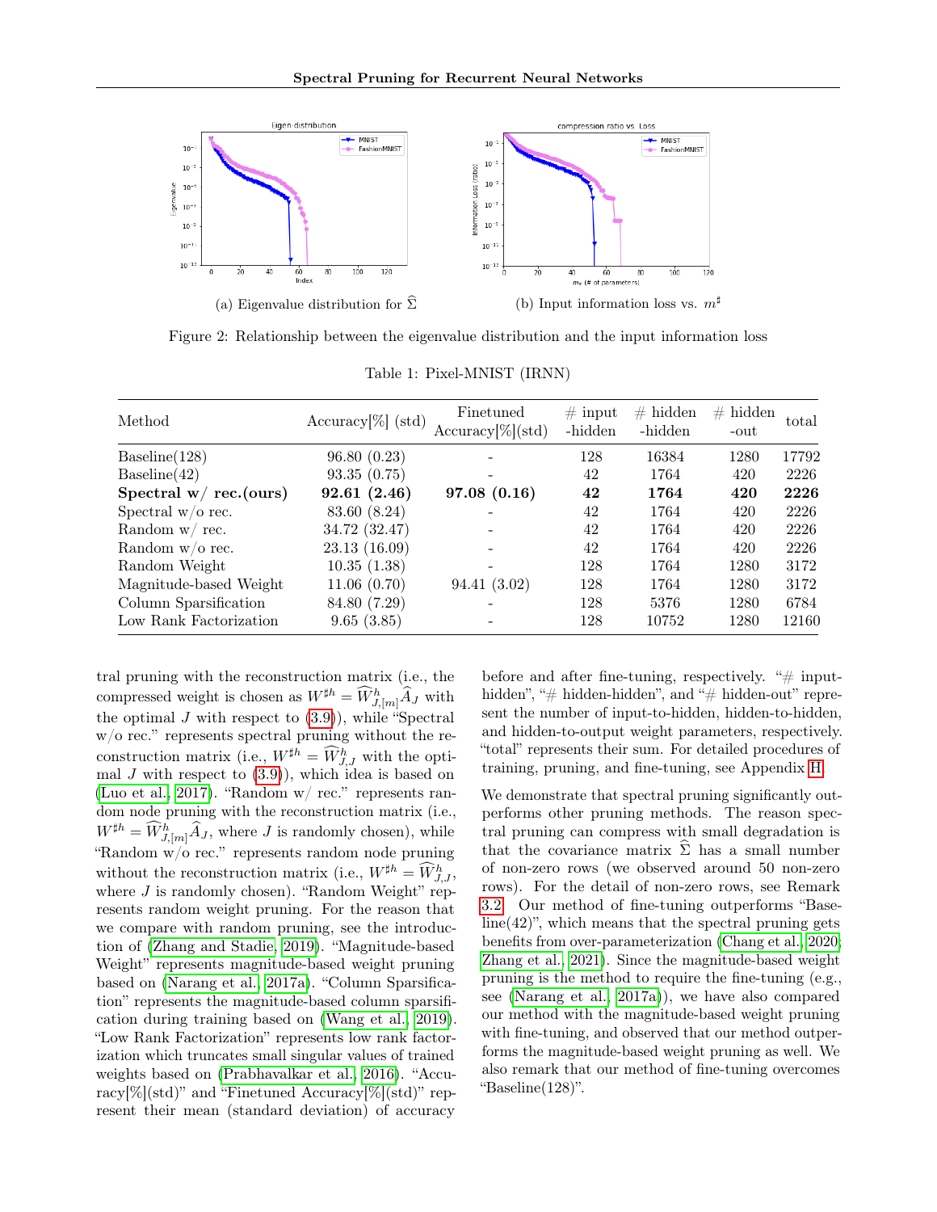(a) Eigenvalue distribution for $\widehat{\Sigma}$

(b) Input information loss vs. $m^\sharp$

Figure 2: Relationship between the eigenvalue distribution and the input information loss

Table 1: Pixel-MNIST (IRNN)

| Method | Accuracy[%] (std) | Finetuned Accuracy[%](std) | # input -hidden | # hidden -hidden | # hidden -out | total |
|---|---|---|---|---|---|---|
| Baseline(128) | 96.80 (0.23) | - | 128 | 16384 | 1280 | 17792 |
| Baseline(42) | 93.35 (0.75) | - | 42 | 1764 | 420 | 2226 |
| **Spectral w/ rec.(ours)** | **92.61 (2.46)** | **97.08 (0.16)** | **42** | **1764** | **420** | **2226** |
| Spectral w/o rec. | 83.60 (8.24) | - | 42 | 1764 | 420 | 2226 |
| Random w/ rec. | 34.72 (32.47) | - | 42 | 1764 | 420 | 2226 |
| Random w/o rec. | 23.13 (16.09) | - | 42 | 1764 | 420 | 2226 |
| Random Weight | 10.35 (1.38) | - | 128 | 1764 | 1280 | 3172 |
| Magnitude-based Weight | 11.06 (0.70) | 94.41 (3.02) | 128 | 1764 | 1280 | 3172 |
| Column Sparsification | 84.80 (7.29) | - | 128 | 5376 | 1280 | 6784 |
| Low Rank Factorization | 9.65 (3.85) | - | 128 | 10752 | 1280 | 12160 |

tral pruning with the reconstruction matrix (i.e., the compressed weight is chosen as $W^{\sharp h} = \widehat{W}^h_{J,[m]}\widehat{A}_J$ with the optimal $J$ with respect to (3.9)), while "Spectral w/o rec." represents spectral pruning without the reconstruction matrix (i.e., $W^{\sharp h} = \widehat{W}^h_{J,J}$ with the optimal $J$ with respect to (3.9)), which idea is based on (Luo et al., 2017). "Random w/ rec." represents random node pruning with the reconstruction matrix (i.e., $W^{\sharp h} = \widehat{W}^h_{J,[m]}\widehat{A}_J$, where $J$ is randomly chosen), while "Random w/o rec." represents random node pruning without the reconstruction matrix (i.e., $W^{\sharp h} = \widehat{W}^h_{J,J}$, where $J$ is randomly chosen). "Random Weight" represents random weight pruning. For the reason that we compare with random pruning, see the introduction of (Zhang and Stadie, 2019). "Magnitude-based Weight" represents magnitude-based weight pruning based on (Narang et al., 2017a). "Column Sparsification" represents the magnitude-based column sparsification during training based on (Wang et al., 2019). "Low Rank Factorization" represents low rank factorization which truncates small singular values of trained weights based on (Prabhavalkar et al., 2016). "Accuracy[%](std)" and "Finetuned Accuracy[%](std)" represent their mean (standard deviation) of accuracy before and after fine-tuning, respectively. "# input-hidden", "# hidden-hidden", and "# hidden-out" represent the number of input-to-hidden, hidden-to-hidden, and hidden-to-output weight parameters, respectively. "total" represents their sum. For detailed procedures of training, pruning, and fine-tuning, see Appendix H.

We demonstrate that spectral pruning significantly outperforms other pruning methods. The reason spectral pruning can compress with small degradation is that the covariance matrix $\widehat{\Sigma}$ has a small number of non-zero rows (we observed around 50 non-zero rows). For the detail of non-zero rows, see Remark 3.2. Our method of fine-tuning outperforms "Baseline(42)", which means that the spectral pruning gets benefits from over-parameterization (Chang et al., 2020; Zhang et al., 2021). Since the magnitude-based weight pruning is the method to require the fine-tuning (e.g., see (Narang et al., 2017a)), we have also compared our method with the magnitude-based weight pruning with fine-tuning, and observed that our method outperforms the magnitude-based weight pruning as well. We also remark that our method of fine-tuning overcomes "Baseline(128)".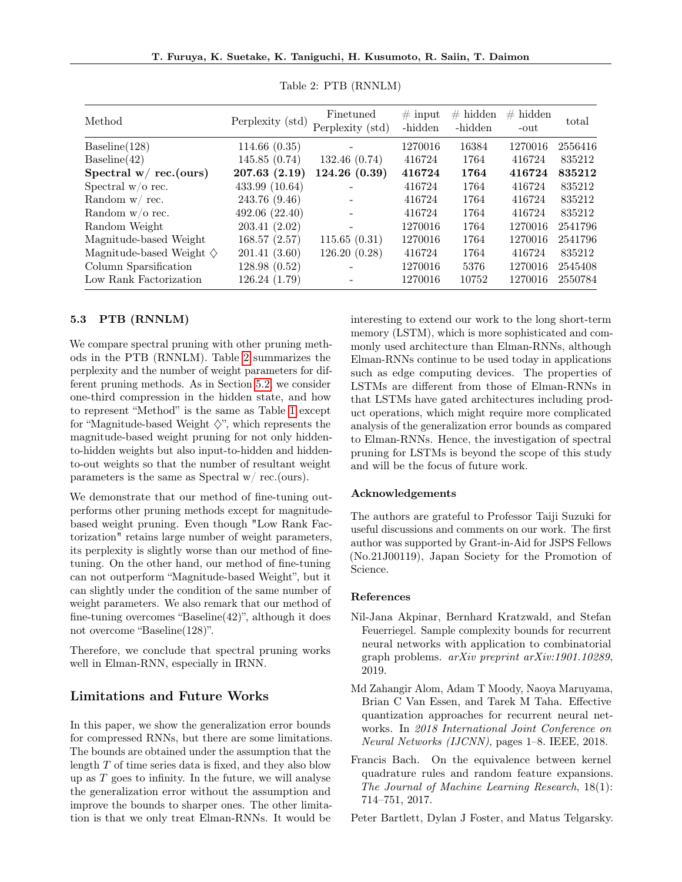Table 2: PTB (RNNLM)

| Method | Perplexity (std) | Finetuned Perplexity (std) | # input -hidden | # hidden -hidden | # hidden -out | total |
|---|---|---|---|---|---|---|
| Baseline(128) | 114.66 (0.35) | - | 1270016 | 16384 | 1270016 | 2556416 |
| Baseline(42) | 145.85 (0.74) | 132.46 (0.74) | 416724 | 1764 | 416724 | 835212 |
| **Spectral w/ rec.(ours)** | **207.63 (2.19)** | **124.26 (0.39)** | **416724** | **1764** | **416724** | **835212** |
| Spectral w/o rec. | 433.99 (10.64) | - | 416724 | 1764 | 416724 | 835212 |
| Random w/ rec. | 243.76 (9.46) | - | 416724 | 1764 | 416724 | 835212 |
| Random w/o rec. | 492.06 (22.40) | - | 416724 | 1764 | 416724 | 835212 |
| Random Weight | 203.41 (2.02) | - | 1270016 | 1764 | 1270016 | 2541796 |
| Magnitude-based Weight | 168.57 (2.57) | 115.65 (0.31) | 1270016 | 1764 | 1270016 | 2541796 |
| Magnitude-based Weight ♢ | 201.41 (3.60) | 126.20 (0.28) | 416724 | 1764 | 416724 | 835212 |
| Column Sparsification | 128.98 (0.52) | - | 1270016 | 5376 | 1270016 | 2545408 |
| Low Rank Factorization | 126.24 (1.79) | - | 1270016 | 10752 | 1270016 | 2550784 |

### 5.3 PTB (RNNLM)

We compare spectral pruning with other pruning methods in the PTB (RNNLM). Table 2 summarizes the perplexity and the number of weight parameters for different pruning methods. As in Section 5.2, we consider one-third compression in the hidden state, and how to represent "Method" is the same as Table 1 except for "Magnitude-based Weight ♢", which represents the magnitude-based weight pruning for not only hidden-to-hidden weights but also input-to-hidden and hidden-to-out weights so that the number of resultant weight parameters is the same as Spectral w/ rec.(ours).

We demonstrate that our method of fine-tuning outperforms other pruning methods except for magnitude-based weight pruning. Even though "Low Rank Factorization" retains large number of weight parameters, its perplexity is slightly worse than our method of fine-tuning. On the other hand, our method of fine-tuning can not outperform "Magnitude-based Weight", but it can slightly under the condition of the same number of weight parameters. We also remark that our method of fine-tuning overcomes "Baseline(42)", although it does not overcome "Baseline(128)".

Therefore, we conclude that spectral pruning works well in Elman-RNN, especially in IRNN.

## Limitations and Future Works

In this paper, we show the generalization error bounds for compressed RNNs, but there are some limitations. The bounds are obtained under the assumption that the length $T$ of time series data is fixed, and they also blow up as $T$ goes to infinity. In the future, we will analyse the generalization error without the assumption and improve the bounds to sharper ones. The other limitation is that we only treat Elman-RNNs. It would be interesting to extend our work to the long short-term memory (LSTM), which is more sophisticated and commonly used architecture than Elman-RNNs, although Elman-RNNs continue to be used today in applications such as edge computing devices. The properties of LSTMs are different from those of Elman-RNNs in that LSTMs have gated architectures including product operations, which might require more complicated analysis of the generalization error bounds as compared to Elman-RNNs. Hence, the investigation of spectral pruning for LSTMs is beyond the scope of this study and will be the focus of future work.

### Acknowledgements

The authors are grateful to Professor Taiji Suzuki for useful discussions and comments on our work. The first author was supported by Grant-in-Aid for JSPS Fellows (No.21J00119), Japan Society for the Promotion of Science.

### References

Nil-Jana Akpinar, Bernhard Kratzwald, and Stefan Feuerriegel. Sample complexity bounds for recurrent neural networks with application to combinatorial graph problems. *arXiv preprint arXiv:1901.10289*, 2019.

Md Zahangir Alom, Adam T Moody, Naoya Maruyama, Brian C Van Essen, and Tarek M Taha. Effective quantization approaches for recurrent neural networks. In *2018 International Joint Conference on Neural Networks (IJCNN)*, pages 1–8. IEEE, 2018.

Francis Bach. On the equivalence between kernel quadrature rules and random feature expansions. *The Journal of Machine Learning Research*, 18(1): 714–751, 2017.

Peter Bartlett, Dylan J Foster, and Matus Telgarsky.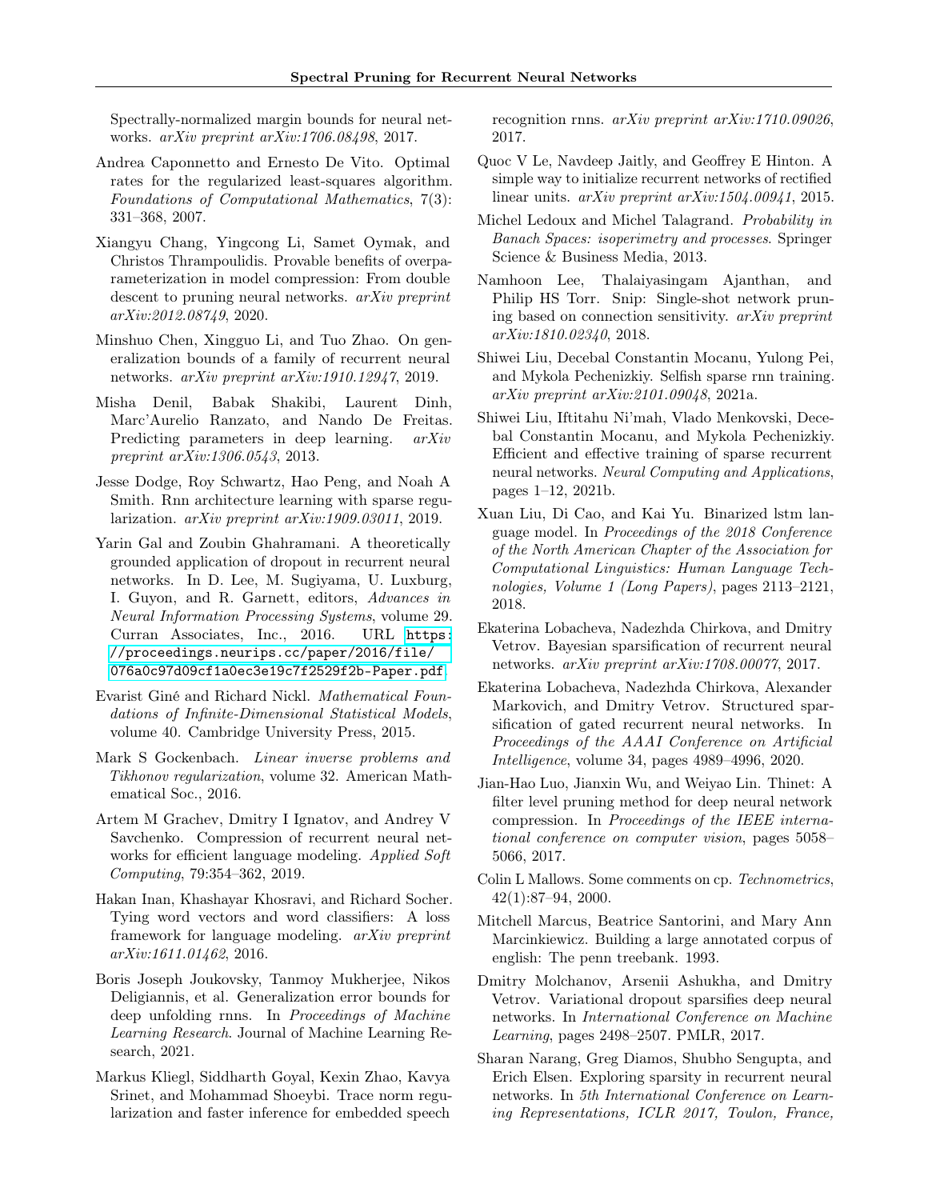Spectrally-normalized margin bounds for neural networks. *arXiv preprint arXiv:1706.08498*, 2017.

Andrea Caponnetto and Ernesto De Vito. Optimal rates for the regularized least-squares algorithm. *Foundations of Computational Mathematics*, 7(3): 331–368, 2007.

Xiangyu Chang, Yingcong Li, Samet Oymak, and Christos Thrampoulidis. Provable benefits of overparameterization in model compression: From double descent to pruning neural networks. *arXiv preprint arXiv:2012.08749*, 2020.

Minshuo Chen, Xingguo Li, and Tuo Zhao. On generalization bounds of a family of recurrent neural networks. *arXiv preprint arXiv:1910.12947*, 2019.

Misha Denil, Babak Shakibi, Laurent Dinh, Marc'Aurelio Ranzato, and Nando De Freitas. Predicting parameters in deep learning. *arXiv preprint arXiv:1306.0543*, 2013.

Jesse Dodge, Roy Schwartz, Hao Peng, and Noah A Smith. Rnn architecture learning with sparse regularization. *arXiv preprint arXiv:1909.03011*, 2019.

Yarin Gal and Zoubin Ghahramani. A theoretically grounded application of dropout in recurrent neural networks. In D. Lee, M. Sugiyama, U. Luxburg, I. Guyon, and R. Garnett, editors, *Advances in Neural Information Processing Systems*, volume 29. Curran Associates, Inc., 2016. URL https://proceedings.neurips.cc/paper/2016/file/076a0c97d09cf1a0ec3e19c7f2529f2b-Paper.pdf.

Evarist Giné and Richard Nickl. *Mathematical Foundations of Infinite-Dimensional Statistical Models*, volume 40. Cambridge University Press, 2015.

Mark S Gockenbach. *Linear inverse problems and Tikhonov regularization*, volume 32. American Mathematical Soc., 2016.

Artem M Grachev, Dmitry I Ignatov, and Andrey V Savchenko. Compression of recurrent neural networks for efficient language modeling. *Applied Soft Computing*, 79:354–362, 2019.

Hakan Inan, Khashayar Khosravi, and Richard Socher. Tying word vectors and word classifiers: A loss framework for language modeling. *arXiv preprint arXiv:1611.01462*, 2016.

Boris Joseph Joukovsky, Tanmoy Mukherjee, Nikos Deligiannis, et al. Generalization error bounds for deep unfolding rnns. In *Proceedings of Machine Learning Research*. Journal of Machine Learning Research, 2021.

Markus Kliegl, Siddharth Goyal, Kexin Zhao, Kavya Srinet, and Mohammad Shoeybi. Trace norm regularization and faster inference for embedded speech recognition rnns. *arXiv preprint arXiv:1710.09026*, 2017.

Quoc V Le, Navdeep Jaitly, and Geoffrey E Hinton. A simple way to initialize recurrent networks of rectified linear units. *arXiv preprint arXiv:1504.00941*, 2015.

Michel Ledoux and Michel Talagrand. *Probability in Banach Spaces: isoperimetry and processes*. Springer Science & Business Media, 2013.

Namhoon Lee, Thalaiyasingam Ajanthan, and Philip HS Torr. Snip: Single-shot network pruning based on connection sensitivity. *arXiv preprint arXiv:1810.02340*, 2018.

Shiwei Liu, Decebal Constantin Mocanu, Yulong Pei, and Mykola Pechenizkiy. Selfish sparse rnn training. *arXiv preprint arXiv:2101.09048*, 2021a.

Shiwei Liu, Iftitahu Ni'mah, Vlado Menkovski, Decebal Constantin Mocanu, and Mykola Pechenizkiy. Efficient and effective training of sparse recurrent neural networks. *Neural Computing and Applications*, pages 1–12, 2021b.

Xuan Liu, Di Cao, and Kai Yu. Binarized lstm language model. In *Proceedings of the 2018 Conference of the North American Chapter of the Association for Computational Linguistics: Human Language Technologies, Volume 1 (Long Papers)*, pages 2113–2121, 2018.

Ekaterina Lobacheva, Nadezhda Chirkova, and Dmitry Vetrov. Bayesian sparsification of recurrent neural networks. *arXiv preprint arXiv:1708.00077*, 2017.

Ekaterina Lobacheva, Nadezhda Chirkova, Alexander Markovich, and Dmitry Vetrov. Structured sparsification of gated recurrent neural networks. In *Proceedings of the AAAI Conference on Artificial Intelligence*, volume 34, pages 4989–4996, 2020.

Jian-Hao Luo, Jianxin Wu, and Weiyao Lin. Thinet: A filter level pruning method for deep neural network compression. In *Proceedings of the IEEE international conference on computer vision*, pages 5058–5066, 2017.

Colin L Mallows. Some comments on cp. *Technometrics*, 42(1):87–94, 2000.

Mitchell Marcus, Beatrice Santorini, and Mary Ann Marcinkiewicz. Building a large annotated corpus of english: The penn treebank. 1993.

Dmitry Molchanov, Arsenii Ashukha, and Dmitry Vetrov. Variational dropout sparsifies deep neural networks. In *International Conference on Machine Learning*, pages 2498–2507. PMLR, 2017.

Sharan Narang, Greg Diamos, Shubho Sengupta, and Erich Elsen. Exploring sparsity in recurrent neural networks. In *5th International Conference on Learning Representations, ICLR 2017, Toulon, France,*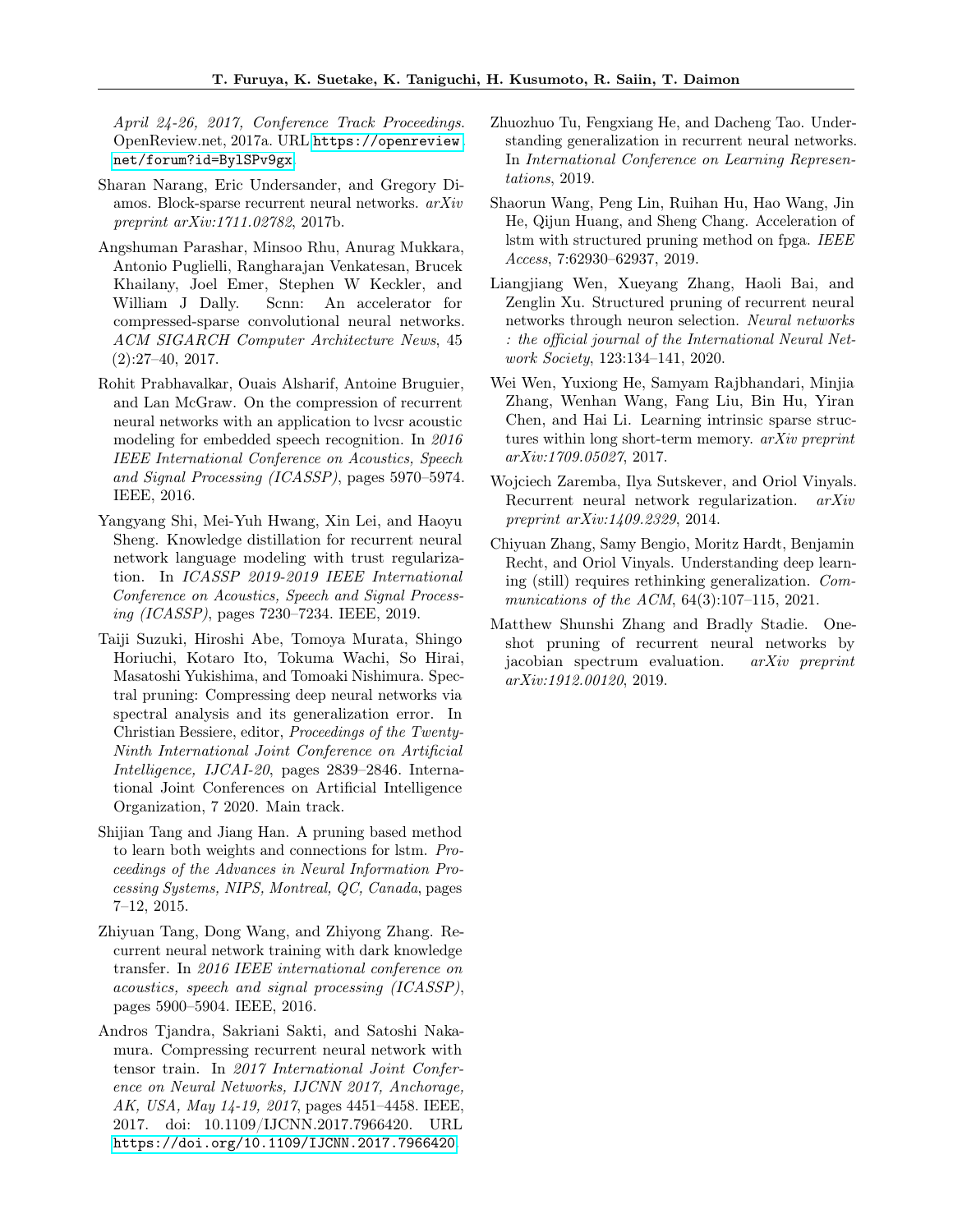*April 24-26, 2017, Conference Track Proceedings*. OpenReview.net, 2017a. URL https://openreview.net/forum?id=BylSPv9gx.

Sharan Narang, Eric Undersander, and Gregory Diamos. Block-sparse recurrent neural networks. *arXiv preprint arXiv:1711.02782*, 2017b.

Angshuman Parashar, Minsoo Rhu, Anurag Mukkara, Antonio Puglielli, Rangharajan Venkatesan, Brucek Khailany, Joel Emer, Stephen W Keckler, and William J Dally. Scnn: An accelerator for compressed-sparse convolutional neural networks. *ACM SIGARCH Computer Architecture News*, 45 (2):27–40, 2017.

Rohit Prabhavalkar, Ouais Alsharif, Antoine Bruguier, and Lan McGraw. On the compression of recurrent neural networks with an application to lvcsr acoustic modeling for embedded speech recognition. In *2016 IEEE International Conference on Acoustics, Speech and Signal Processing (ICASSP)*, pages 5970–5974. IEEE, 2016.

Yangyang Shi, Mei-Yuh Hwang, Xin Lei, and Haoyu Sheng. Knowledge distillation for recurrent neural network language modeling with trust regularization. In *ICASSP 2019-2019 IEEE International Conference on Acoustics, Speech and Signal Processing (ICASSP)*, pages 7230–7234. IEEE, 2019.

Taiji Suzuki, Hiroshi Abe, Tomoya Murata, Shingo Horiuchi, Kotaro Ito, Tokuma Wachi, So Hirai, Masatoshi Yukishima, and Tomoaki Nishimura. Spectral pruning: Compressing deep neural networks via spectral analysis and its generalization error. In Christian Bessiere, editor, *Proceedings of the Twenty-Ninth International Joint Conference on Artificial Intelligence, IJCAI-20*, pages 2839–2846. International Joint Conferences on Artificial Intelligence Organization, 7 2020. Main track.

Shijian Tang and Jiang Han. A pruning based method to learn both weights and connections for lstm. *Proceedings of the Advances in Neural Information Processing Systems, NIPS, Montreal, QC, Canada*, pages 7–12, 2015.

Zhiyuan Tang, Dong Wang, and Zhiyong Zhang. Recurrent neural network training with dark knowledge transfer. In *2016 IEEE international conference on acoustics, speech and signal processing (ICASSP)*, pages 5900–5904. IEEE, 2016.

Andros Tjandra, Sakriani Sakti, and Satoshi Nakamura. Compressing recurrent neural network with tensor train. In *2017 International Joint Conference on Neural Networks, IJCNN 2017, Anchorage, AK, USA, May 14-19, 2017*, pages 4451–4458. IEEE, 2017. doi: 10.1109/IJCNN.2017.7966420. URL https://doi.org/10.1109/IJCNN.2017.7966420.

Zhuozhuo Tu, Fengxiang He, and Dacheng Tao. Understanding generalization in recurrent neural networks. In *International Conference on Learning Representations*, 2019.

Shaorun Wang, Peng Lin, Ruihan Hu, Hao Wang, Jin He, Qijun Huang, and Sheng Chang. Acceleration of lstm with structured pruning method on fpga. *IEEE Access*, 7:62930–62937, 2019.

Liangjiang Wen, Xueyang Zhang, Haoli Bai, and Zenglin Xu. Structured pruning of recurrent neural networks through neuron selection. *Neural networks : the official journal of the International Neural Network Society*, 123:134–141, 2020.

Wei Wen, Yuxiong He, Samyam Rajbhandari, Minjia Zhang, Wenhan Wang, Fang Liu, Bin Hu, Yiran Chen, and Hai Li. Learning intrinsic sparse structures within long short-term memory. *arXiv preprint arXiv:1709.05027*, 2017.

Wojciech Zaremba, Ilya Sutskever, and Oriol Vinyals. Recurrent neural network regularization. *arXiv preprint arXiv:1409.2329*, 2014.

Chiyuan Zhang, Samy Bengio, Moritz Hardt, Benjamin Recht, and Oriol Vinyals. Understanding deep learning (still) requires rethinking generalization. *Communications of the ACM*, 64(3):107–115, 2021.

Matthew Shunshi Zhang and Bradly Stadie. One-shot pruning of recurrent neural networks by jacobian spectrum evaluation. *arXiv preprint arXiv:1912.00120*, 2019.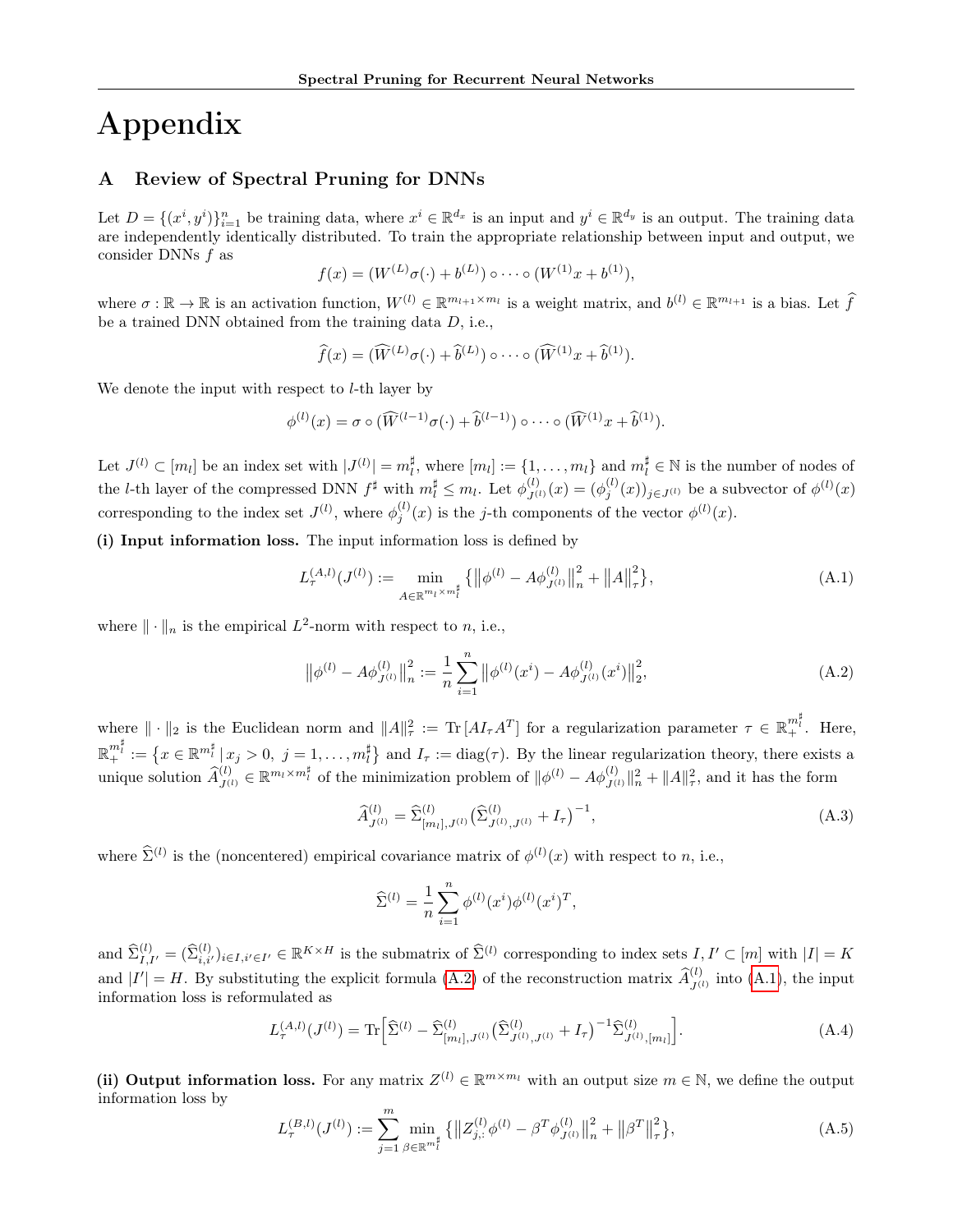# Appendix

## A Review of Spectral Pruning for DNNs

Let $D = \{(x^i, y^i)\}_{i=1}^n$ be training data, where $x^i \in \mathbb{R}^{d_x}$ is an input and $y^i \in \mathbb{R}^{d_y}$ is an output. The training data are independently identically distributed. To train the appropriate relationship between input and output, we consider DNNs $f$ as

$$f(x) = (W^{(L)}\sigma(\cdot) + b^{(L)}) \circ \cdots \circ (W^{(1)}x + b^{(1)}),$$

where $\sigma : \mathbb{R} \to \mathbb{R}$ is an activation function, $W^{(l)} \in \mathbb{R}^{m_{l+1} \times m_l}$ is a weight matrix, and $b^{(l)} \in \mathbb{R}^{m_{l+1}}$ is a bias. Let $\widehat{f}$ be a trained DNN obtained from the training data $D$, i.e.,

$$\widehat{f}(x) = (\widehat{W}^{(L)}\sigma(\cdot) + \widehat{b}^{(L)}) \circ \cdots \circ (\widehat{W}^{(1)}x + \widehat{b}^{(1)}).$$

We denote the input with respect to $l$-th layer by

$$\phi^{(l)}(x) = \sigma \circ (\widehat{W}^{(l-1)}\sigma(\cdot) + \widehat{b}^{(l-1)}) \circ \cdots \circ (\widehat{W}^{(1)}x + \widehat{b}^{(1)}).$$

Let $J^{(l)} \subset [m_l]$ be an index set with $|J^{(l)}| = m_l^\sharp$, where $[m_l] := \{1, \ldots, m_l\}$ and $m_l^\sharp \in \mathbb{N}$ is the number of nodes of the $l$-th layer of the compressed DNN $f^\sharp$ with $m_l^\sharp \leq m_l$. Let $\phi_{J^{(l)}}^{(l)}(x) = (\phi_j^{(l)}(x))_{j \in J^{(l)}}$ be a subvector of $\phi^{(l)}(x)$ corresponding to the index set $J^{(l)}$, where $\phi_j^{(l)}(x)$ is the $j$-th components of the vector $\phi^{(l)}(x)$.

**(i) Input information loss.** The input information loss is defined by

$$L_\tau^{(A,l)}(J^{(l)}) := \min_{A \in \mathbb{R}^{m_l \times m_l^\sharp}} \left\{ \left\| \phi^{(l)} - A\phi_{J^{(l)}}^{(l)} \right\|_n^2 + \left\| A \right\|_\tau^2 \right\}, \tag{A.1}$$

where $\| \cdot \|_n$ is the empirical $L^2$-norm with respect to $n$, i.e.,

$$\left\| \phi^{(l)} - A\phi_{J^{(l)}}^{(l)} \right\|_n^2 := \frac{1}{n} \sum_{i=1}^n \left\| \phi^{(l)}(x^i) - A\phi_{J^{(l)}}^{(l)}(x^i) \right\|_2^2, \tag{A.2}$$

where $\| \cdot \|_2$ is the Euclidean norm and $\|A\|_\tau^2 := \mathrm{Tr}\left[AI_\tau A^T\right]$ for a regularization parameter $\tau \in \mathbb{R}_+^{m_l^\sharp}$. Here, $\mathbb{R}_+^{m_l^\sharp} := \{x \in \mathbb{R}^{m_l^\sharp} \,|\, x_j > 0,\ j = 1, \ldots, m_l^\sharp\}$ and $I_\tau := \mathrm{diag}(\tau)$. By the linear regularization theory, there exists a unique solution $\widehat{A}_{J^{(l)}}^{(l)} \in \mathbb{R}^{m_l \times m_l^\sharp}$ of the minimization problem of $\|\phi^{(l)} - A\phi_{J^{(l)}}^{(l)}\|_n^2 + \|A\|_\tau^2$, and it has the form

$$\widehat{A}_{J^{(l)}}^{(l)} = \widehat{\Sigma}_{[m_l], J^{(l)}}^{(l)} \left( \widehat{\Sigma}_{J^{(l)}, J^{(l)}}^{(l)} + I_\tau \right)^{-1}, \tag{A.3}$$

where $\widehat{\Sigma}^{(l)}$ is the (noncentered) empirical covariance matrix of $\phi^{(l)}(x)$ with respect to $n$, i.e.,

$$\widehat{\Sigma}^{(l)} = \frac{1}{n} \sum_{i=1}^n \phi^{(l)}(x^i)\phi^{(l)}(x^i)^T,$$

and $\widehat{\Sigma}_{I,I'}^{(l)} = (\widehat{\Sigma}_{i,i'}^{(l)})_{i \in I, i' \in I'} \in \mathbb{R}^{K \times H}$ is the submatrix of $\widehat{\Sigma}^{(l)}$ corresponding to index sets $I, I' \subset [m]$ with $|I| = K$ and $|I'| = H$. By substituting the explicit formula (A.2) of the reconstruction matrix $\widehat{A}_{J^{(l)}}^{(l)}$ into (A.1), the input information loss is reformulated as

$$L_\tau^{(A,l)}(J^{(l)}) = \mathrm{Tr}\left[ \widehat{\Sigma}^{(l)} - \widehat{\Sigma}_{[m_l], J^{(l)}}^{(l)} \left( \widehat{\Sigma}_{J^{(l)}, J^{(l)}}^{(l)} + I_\tau \right)^{-1} \widehat{\Sigma}_{J^{(l)}, [m_l]}^{(l)} \right]. \tag{A.4}$$

**(ii) Output information loss.** For any matrix $Z^{(l)} \in \mathbb{R}^{m \times m_l}$ with an output size $m \in \mathbb{N}$, we define the output information loss by

$$L_\tau^{(B,l)}(J^{(l)}) := \sum_{j=1}^m \min_{\beta \in \mathbb{R}^{m_l^\sharp}} \left\{ \left\| Z_{j,:}^{(l)}\phi^{(l)} - \beta^T\phi_{J^{(l)}}^{(l)} \right\|_n^2 + \left\| \beta^T \right\|_\tau^2 \right\}, \tag{A.5}$$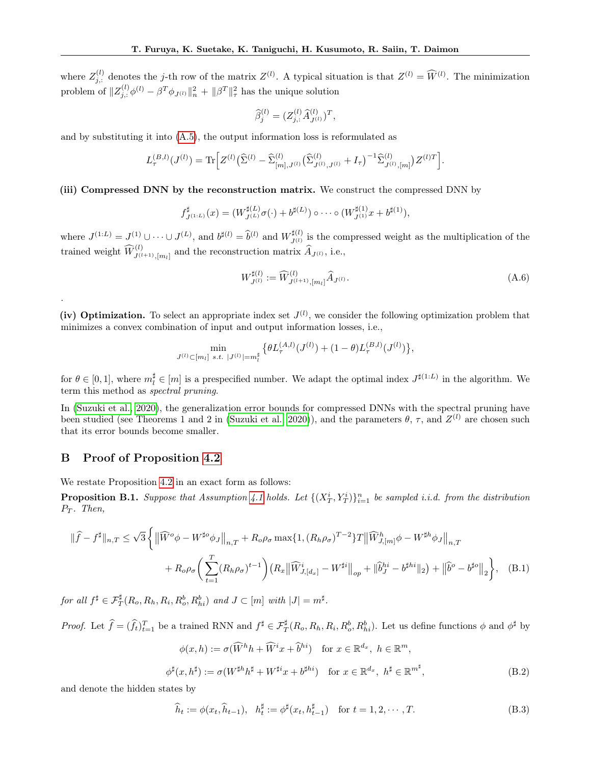where $Z^{(l)}_{j,:}$ denotes the $j$-th row of the matrix $Z^{(l)}$. A typical situation is that $Z^{(l)} = \widehat{W}^{(l)}$. The minimization problem of $\|Z^{(l)}_{j,:}\phi^{(l)} - \beta^T \phi_{J^{(l)}}\|_n^2 + \|\beta^T\|_\tau^2$ has the unique solution

$$\widehat{\beta}^{(l)}_j = (Z^{(l)}_{j,:}\widehat{A}^{(l)}_{J^{(l)}})^T,$$

and by substituting it into (A.5), the output information loss is reformulated as

$$L^{(B,l)}_\tau(J^{(l)}) = \mathrm{Tr}\Big[Z^{(l)}\big(\widehat{\Sigma}^{(l)} - \widehat{\Sigma}^{(l)}_{[m],J^{(l)}}\big(\widehat{\Sigma}^{(l)}_{J^{(l)},J^{(l)}} + I_\tau\big)^{-1}\widehat{\Sigma}^{(l)}_{J^{(l)},[m]}\big)Z^{(l)T}\Big].$$

**(iii) Compressed DNN by the reconstruction matrix.** We construct the compressed DNN by

$$f^\sharp_{J^{(1:L)}}(x) = (W^{\sharp(L)}_{J^{(L)}}\sigma(\cdot) + b^{\sharp(L)}) \circ \cdots \circ (W^{\sharp(1)}_{J^{(1)}}x + b^{\sharp(1)}),$$

where $J^{(1:L)} = J^{(1)} \cup \cdots \cup J^{(L)}$, and $b^{\sharp(l)} = \widehat{b}^{(l)}$ and $W^{\sharp(l)}_{J^{(l)}}$ is the compressed weight as the multiplication of the trained weight $\widehat{W}^{(l)}_{J^{(l+1)},[m_l]}$ and the reconstruction matrix $\widehat{A}_{J^{(l)}}$, i.e.,

$$W^{\sharp(l)}_{J^{(l)}} := \widehat{W}^{(l)}_{J^{(l+1)},[m_l]}\widehat{A}_{J^{(l)}}. \tag{A.6}$$

.

**(iv) Optimization.** To select an appropriate index set $J^{(l)}$, we consider the following optimization problem that minimizes a convex combination of input and output information losses, i.e.,

$$\min_{J^{(l)} \subset [m_l] \ s.t. \ |J^{(l)}| = m^\sharp_l} \big\{\theta L^{(A,l)}_\tau(J^{(l)}) + (1-\theta)L^{(B,l)}_\tau(J^{(l)})\big\},$$

for $\theta \in [0,1]$, where $m^\sharp_l \in [m]$ is a prespecified number. We adapt the optimal index $J^{\sharp(1:L)}$ in the algorithm. We term this method as *spectral pruning*.

In (Suzuki et al., 2020), the generalization error bounds for compressed DNNs with the spectral pruning have been studied (see Theorems 1 and 2 in (Suzuki et al., 2020)), and the parameters $\theta$, $\tau$, and $Z^{(l)}$ are chosen such that its error bounds become smaller.

## B Proof of Proposition 4.2

We restate Proposition 4.2 in an exact form as follows:

**Proposition B.1.** *Suppose that Assumption 4.1 holds. Let $\{(X^i_T, Y^i_T)\}_{i=1}^n$ be sampled i.i.d. from the distribution $P_T$. Then,*

$$\begin{aligned}\|\widehat{f} - f^\sharp\|_{n,T} \le \sqrt{3}\Bigg\{&\big\|\widehat{W}^o\phi - W^{\sharp o}\phi_J\big\|_{n,T} + R_o\rho_\sigma \max\{1, (R_h\rho_\sigma)^{T-2}\}T\big\|\widehat{W}^h_{J,[m]}\phi - W^{\sharp h}\phi_J\big\|_{n,T} \\ &+ R_o\rho_\sigma\Bigg(\sum_{t=1}^T (R_h\rho_\sigma)^{t-1}\Bigg)\Big(R_x\big\|\widehat{W}^i_{J,[d_x]} - W^{\sharp i}\big\|_{op} + \|\widehat{b}^{hi}_J - b^{\sharp hi}\|_2\Big) + \big\|\widehat{b}^o - b^{\sharp o}\big\|_2\Bigg\},\end{aligned} \tag{B.1}$$

*for all $f^\sharp \in \mathcal{F}^\sharp_T(R_o, R_h, R_i, R^b_o, R^b_{hi})$ and $J \subset [m]$ with $|J| = m^\sharp$.*

*Proof.* Let $\widehat{f} = (\widehat{f}_t)_{t=1}^T$ be a trained RNN and $f^\sharp \in \mathcal{F}^\sharp_T(R_o, R_h, R_i, R^b_o, R^b_{hi})$. Let us define functions $\phi$ and $\phi^\sharp$ by

$$\begin{aligned}\phi(x,h) &:= \sigma(\widehat{W}^h h + \widehat{W}^i x + \widehat{b}^{hi}) \quad \text{for } x \in \mathbb{R}^{d_x},\ h \in \mathbb{R}^m, \\ \phi^\sharp(x,h^\sharp) &:= \sigma(W^{\sharp h}h^\sharp + W^{\sharp i}x + b^{\sharp hi}) \quad \text{for } x \in \mathbb{R}^{d_x},\ h^\sharp \in \mathbb{R}^{m^\sharp},\end{aligned} \tag{B.2}$$

and denote the hidden states by

$$\widehat{h}_t := \phi(x_t, \widehat{h}_{t-1}), \quad h^\sharp_t := \phi^\sharp(x_t, h^\sharp_{t-1}) \quad \text{for } t = 1, 2, \cdots, T. \tag{B.3}$$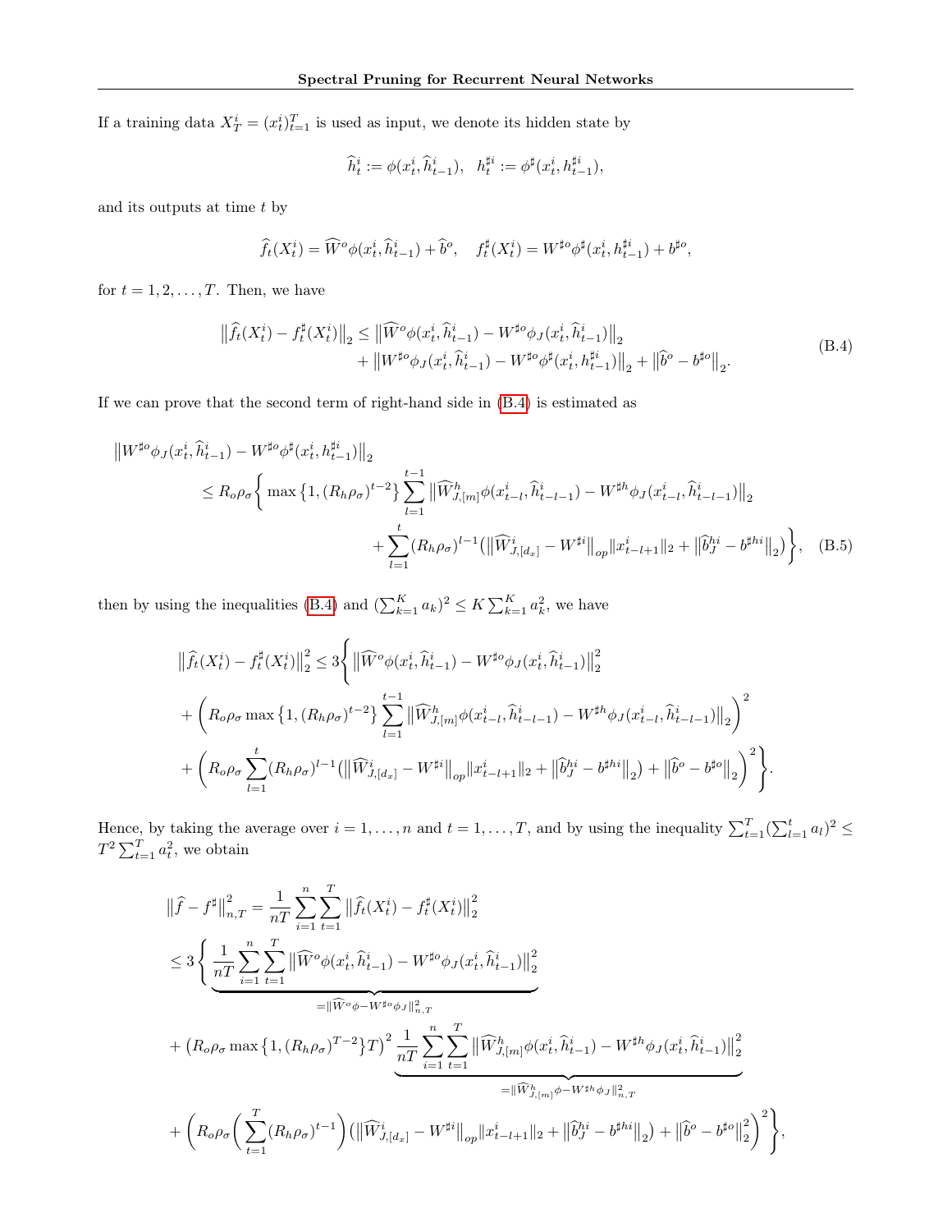If a training data $X_T^i = (x_t^i)_{t=1}^T$ is used as input, we denote its hidden state by

$$\widehat{h}_t^i := \phi(x_t^i, \widehat{h}_{t-1}^i), \quad h_t^{\sharp i} := \phi^\sharp(x_t^i, h_{t-1}^{\sharp i}),$$

and its outputs at time $t$ by

$$\widehat{f}_t(X_t^i) = \widehat{W}^o \phi(x_t^i, \widehat{h}_{t-1}^i) + \widehat{b}^o, \quad f_t^\sharp(X_t^i) = W^{\sharp o} \phi^\sharp(x_t^i, h_{t-1}^{\sharp i}) + b^{\sharp o},$$

for $t = 1, 2, \ldots, T$. Then, we have

$$\begin{aligned}\left\|\widehat{f}_t(X_t^i) - f_t^\sharp(X_t^i)\right\|_2 \le &\left\|\widehat{W}^o \phi(x_t^i, \widehat{h}_{t-1}^i) - W^{\sharp o}\phi_J(x_t^i, \widehat{h}_{t-1}^i)\right\|_2 \\ &+ \left\|W^{\sharp o}\phi_J(x_t^i, \widehat{h}_{t-1}^i) - W^{\sharp o}\phi^\sharp(x_t^i, h_{t-1}^{\sharp i})\right\|_2 + \left\|\widehat{b}^o - b^{\sharp o}\right\|_2.\end{aligned} \tag{B.4}$$

If we can prove that the second term of right-hand side in (B.4) is estimated as

$$\begin{aligned}&\left\|W^{\sharp o}\phi_J(x_t^i, \widehat{h}_{t-1}^i) - W^{\sharp o}\phi^\sharp(x_t^i, h_{t-1}^{\sharp i})\right\|_2 \\ &\le R_o\rho_\sigma \Bigg\{ \max\left\{1, (R_h\rho_\sigma)^{t-2}\right\} \sum_{l=1}^{t-1} \left\|\widehat{W}_{J,[m]}^h \phi(x_{t-l}^i, \widehat{h}_{t-l-1}^i) - W^{\sharp h}\phi_J(x_{t-l}^i, \widehat{h}_{t-l-1}^i)\right\|_2 \\ &\qquad + \sum_{l=1}^{t} (R_h\rho_\sigma)^{l-1} \left(\left\|\widehat{W}_{J,[d_x]}^i - W^{\sharp i}\right\|_{op} \|x_{t-l+1}^i\|_2 + \left\|\widehat{b}_J^{hi} - b^{\sharp hi}\right\|_2\right)\Bigg\},\end{aligned} \tag{B.5}$$

then by using the inequalities (B.4) and $(\sum_{k=1}^K a_k)^2 \le K\sum_{k=1}^K a_k^2$, we have

$$\begin{aligned}\left\|\widehat{f}_t(X_t^i) - f_t^\sharp(X_t^i)\right\|_2^2 \le 3\Bigg\{ &\left\|\widehat{W}^o \phi(x_t^i, \widehat{h}_{t-1}^i) - W^{\sharp o}\phi_J(x_t^i, \widehat{h}_{t-1}^i)\right\|_2^2 \\ &+ \left( R_o\rho_\sigma \max\left\{1, (R_h\rho_\sigma)^{t-2}\right\} \sum_{l=1}^{t-1} \left\|\widehat{W}_{J,[m]}^h \phi(x_{t-l}^i, \widehat{h}_{t-l-1}^i) - W^{\sharp h}\phi_J(x_{t-l}^i, \widehat{h}_{t-l-1}^i)\right\|_2\right)^2 \\ &+ \left( R_o\rho_\sigma \sum_{l=1}^{t} (R_h\rho_\sigma)^{l-1} \left(\left\|\widehat{W}_{J,[d_x]}^i - W^{\sharp i}\right\|_{op} \|x_{t-l+1}^i\|_2 + \left\|\widehat{b}_J^{hi} - b^{\sharp hi}\right\|_2\right) + \left\|\widehat{b}^o - b^{\sharp o}\right\|_2 \right)^2 \Bigg\}.\end{aligned}$$

Hence, by taking the average over $i = 1, \ldots, n$ and $t = 1, \ldots, T$, and by using the inequality $\sum_{t=1}^T (\sum_{l=1}^t a_l)^2 \le T^2 \sum_{t=1}^T a_t^2$, we obtain

$$\begin{aligned}\left\|\widehat{f} - f^\sharp\right\|_{n,T}^2 &= \frac{1}{nT}\sum_{i=1}^n \sum_{t=1}^T \left\|\widehat{f}_t(X_t^i) - f_t^\sharp(X_t^i)\right\|_2^2 \\ &\le 3\Bigg\{ \underbrace{\frac{1}{nT}\sum_{i=1}^n \sum_{t=1}^T \left\|\widehat{W}^o \phi(x_t^i, \widehat{h}_{t-1}^i) - W^{\sharp o}\phi_J(x_t^i, \widehat{h}_{t-1}^i)\right\|_2^2}_{=\|\widehat{W}^o\phi - W^{\sharp o}\phi_J\|_{n,T}^2} \\ &\quad + \left(R_o\rho_\sigma \max\left\{1, (R_h\rho_\sigma)^{T-2}\right\} T\right)^2 \underbrace{\frac{1}{nT}\sum_{i=1}^n \sum_{t=1}^T \left\|\widehat{W}_{J,[m]}^h \phi(x_t^i, \widehat{h}_{t-1}^i) - W^{\sharp h}\phi_J(x_t^i, \widehat{h}_{t-1}^i)\right\|_2^2}_{=\|\widehat{W}_{J,[m]}^h\phi - W^{\sharp h}\phi_J\|_{n,T}^2} \\ &\quad + \left( R_o\rho_\sigma \left(\sum_{t=1}^T (R_h\rho_\sigma)^{t-1}\right) \left(\left\|\widehat{W}_{J,[d_x]}^i - W^{\sharp i}\right\|_{op} \|x_{t-l+1}^i\|_2 + \left\|\widehat{b}_J^{hi} - b^{\sharp hi}\right\|_2\right) + \left\|\widehat{b}^o - b^{\sharp o}\right\|_2^2 \right)^2 \Bigg\},\end{aligned}$$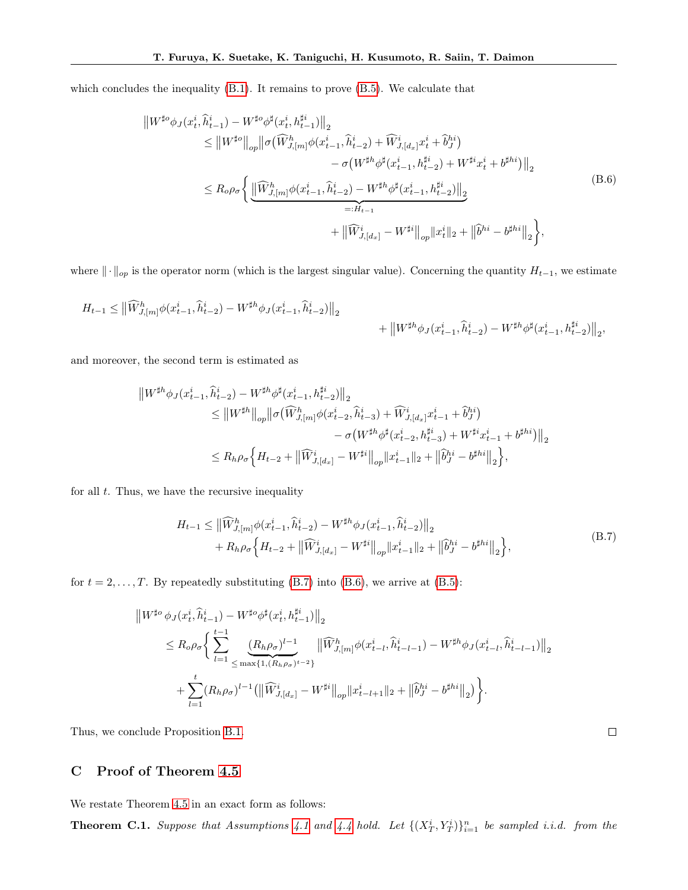which concludes the inequality (B.1). It remains to prove (B.5). We calculate that

$$
\begin{aligned}
&\big\|W^{\sharp o}\phi_J(x_t^i,\widehat{h}_{t-1}^i) - W^{\sharp o}\phi^\sharp(x_t^i,h_{t-1}^{\sharp i})\big\|_2 \\
&\quad\le \big\|W^{\sharp o}\big\|_{op}\big\|\sigma\big(\widehat{W}^h_{J,[m]}\phi(x_{t-1}^i,\widehat{h}_{t-2}^i)+\widehat{W}^i_{J,[d_x]}x_t^i+\widehat{b}^{hi}_J\big) \\
&\qquad\qquad\qquad - \sigma\big(W^{\sharp h}\phi^\sharp(x_{t-1}^i,h_{t-2}^{\sharp i})+W^{\sharp i}x_t^i+b^{\sharp hi}\big)\big\|_2 \\
&\quad\le R_o\rho_\sigma\Big\{\underbrace{\big\|\widehat{W}^h_{J,[m]}\phi(x_{t-1}^i,\widehat{h}_{t-2}^i)-W^{\sharp h}\phi^\sharp(x_{t-1}^i,h_{t-2}^{\sharp i})\big\|_2}_{=:H_{t-1}} \\
&\qquad\qquad\qquad + \big\|\widehat{W}^i_{J,[d_x]}-W^{\sharp i}\big\|_{op}\|x_t^i\|_2+\big\|\widehat{b}^{hi}-b^{\sharp hi}\big\|_2\Big\},
\end{aligned}
\tag{B.6}
$$

where $\|\cdot\|_{op}$ is the operator norm (which is the largest singular value). Concerning the quantity $H_{t-1}$, we estimate

$$
H_{t-1}\le \big\|\widehat{W}^h_{J,[m]}\phi(x_{t-1}^i,\widehat{h}_{t-2}^i)-W^{\sharp h}\phi_J(x_{t-1}^i,\widehat{h}_{t-2}^i)\big\|_2 + \big\|W^{\sharp h}\phi_J(x_{t-1}^i,\widehat{h}_{t-2}^i)-W^{\sharp h}\phi^\sharp(x_{t-1}^i,h_{t-2}^{\sharp i})\big\|_2,
$$

and moreover, the second term is estimated as

$$
\begin{aligned}
&\big\|W^{\sharp h}\phi_J(x_{t-1}^i,\widehat{h}_{t-2}^i)-W^{\sharp h}\phi^\sharp(x_{t-1}^i,h_{t-2}^{\sharp i})\big\|_2 \\
&\quad\le \big\|W^{\sharp h}\big\|_{op}\big\|\sigma\big(\widehat{W}^h_{J,[m]}\phi(x_{t-2}^i,\widehat{h}_{t-3}^i)+\widehat{W}^i_{J,[d_x]}x_{t-1}^i+\widehat{b}^{hi}_J\big) \\
&\qquad\qquad\qquad - \sigma\big(W^{\sharp h}\phi^\sharp(x_{t-2}^i,h_{t-3}^{\sharp i})+W^{\sharp i}x_{t-1}^i+b^{\sharp hi}\big)\big\|_2 \\
&\quad\le R_h\rho_\sigma\Big\{H_{t-2}+\big\|\widehat{W}^i_{J,[d_x]}-W^{\sharp i}\big\|_{op}\|x_{t-1}^i\|_2+\big\|\widehat{b}^{hi}_J-b^{\sharp hi}\big\|_2\Big\},
\end{aligned}
$$

for all $t$. Thus, we have the recursive inequality

$$
\begin{aligned}
H_{t-1}&\le \big\|\widehat{W}^h_{J,[m]}\phi(x_{t-1}^i,\widehat{h}_{t-2}^i)-W^{\sharp h}\phi_J(x_{t-1}^i,\widehat{h}_{t-2}^i)\big\|_2 \\
&\quad + R_h\rho_\sigma\Big\{H_{t-2}+\big\|\widehat{W}^i_{J,[d_x]}-W^{\sharp i}\big\|_{op}\|x_{t-1}^i\|_2+\big\|\widehat{b}^{hi}_J-b^{\sharp hi}\big\|_2\Big\},
\end{aligned}
\tag{B.7}
$$

for $t=2,\ldots,T$. By repeatedly substituting (B.7) into (B.6), we arrive at (B.5):

$$
\begin{aligned}
&\big\|W^{\sharp o}\,\phi_J(x_t^i,\widehat{h}_{t-1}^i)-W^{\sharp o}\phi^\sharp(x_t^i,h_{t-1}^{\sharp i})\big\|_2 \\
&\quad\le R_o\rho_\sigma\Big\{\sum_{l=1}^{t-1}\underbrace{(R_h\rho_\sigma)^{l-1}}_{\le\max\{1,(R_h\rho_\sigma)^{t-2}\}}\big\|\widehat{W}^h_{J,[m]}\phi(x_{t-l}^i,\widehat{h}_{t-l-1}^i)-W^{\sharp h}\phi_J(x_{t-l}^i,\widehat{h}_{t-l-1}^i)\big\|_2 \\
&\qquad + \sum_{l=1}^{t}(R_h\rho_\sigma)^{l-1}\big(\big\|\widehat{W}^i_{J,[d_x]}-W^{\sharp i}\big\|_{op}\|x_{t-l+1}^i\|_2+\big\|\widehat{b}^{hi}_J-b^{\sharp hi}\big\|_2\big)\Big\}.
\end{aligned}
$$

Thus, we conclude Proposition B.1. □

# C Proof of Theorem 4.5

We restate Theorem 4.5 in an exact form as follows:

**Theorem C.1.** *Suppose that Assumptions 4.1 and 4.4 hold. Let $\{(X_T^i,Y_T^i)\}_{i=1}^n$ be sampled i.i.d. from the*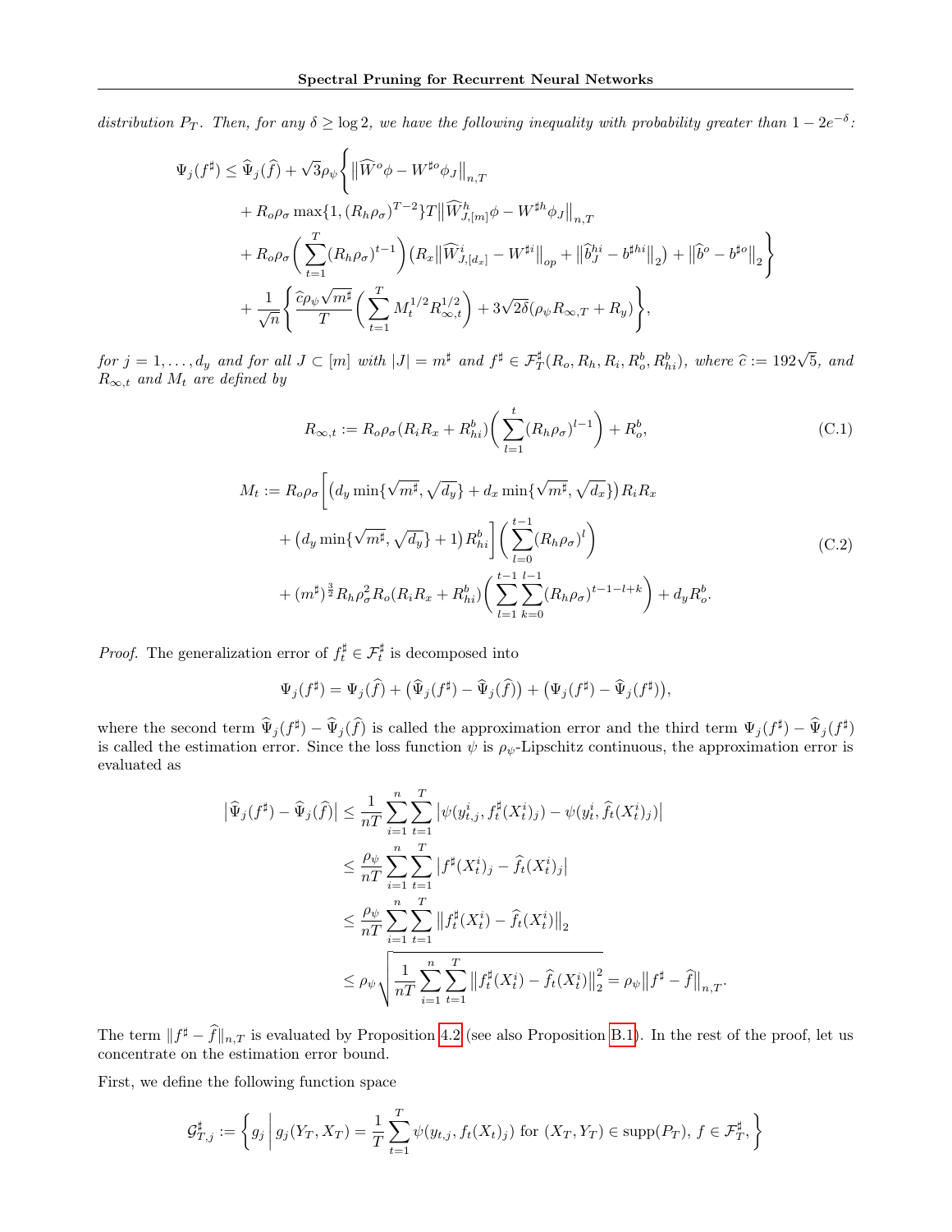*distribution $P_T$. Then, for any $\delta \geq \log 2$, we have the following inequality with probability greater than $1 - 2e^{-\delta}$:*

$$
\begin{aligned}
\Psi_j(f^\sharp) \leq \widehat{\Psi}_j(\widehat{f}) + \sqrt{3}\rho_\psi \Bigg\{ & \big\|\widehat{W}^o \phi - W^{\sharp o}\phi_J\big\|_{n,T} \\
& + R_o \rho_\sigma \max\{1, (R_h\rho_\sigma)^{T-2}\} T \big\|\widehat{W}^h_{J,[m]}\phi - W^{\sharp h}\phi_J\big\|_{n,T} \\
& + R_o\rho_\sigma \bigg( \sum_{t=1}^{T} (R_h\rho_\sigma)^{t-1} \bigg) \big( R_x \big\|\widehat{W}^i_{J,[d_x]} - W^{\sharp i}\big\|_{op} + \big\|\widehat{b}^{hi}_J - b^{\sharp hi}\big\|_2 \big) + \big\|\widehat{b}^o - b^{\sharp o}\big\|_2 \Bigg\} \\
& + \frac{1}{\sqrt{n}} \Bigg\{ \frac{\widehat{c}\rho_\psi \sqrt{m^\sharp}}{T} \bigg( \sum_{t=1}^{T} M_t^{1/2} R_{\infty,t}^{1/2} \bigg) + 3\sqrt{2\delta}(\rho_\psi R_{\infty,T} + R_y) \Bigg\},
\end{aligned}
$$

*for $j = 1, \ldots, d_y$ and for all $J \subset [m]$ with $|J| = m^\sharp$ and $f^\sharp \in \mathcal{F}^\sharp_T(R_o, R_h, R_i, R^b_o, R^b_{hi})$, where $\widehat{c} := 192\sqrt{5}$, and $R_{\infty,t}$ and $M_t$ are defined by*

$$
R_{\infty,t} := R_o\rho_\sigma(R_iR_x + R^b_{hi}) \bigg( \sum_{l=1}^{t} (R_h\rho_\sigma)^{l-1} \bigg) + R^b_o, \tag{C.1}
$$

$$
\begin{aligned}
M_t := R_o\rho_\sigma \bigg[ & \big( d_y \min\{\sqrt{m^\sharp}, \sqrt{d_y}\} + d_x \min\{\sqrt{m^\sharp}, \sqrt{d_x}\} \big) R_i R_x \\
& + \big( d_y \min\{\sqrt{m^\sharp}, \sqrt{d_y}\} + 1 \big) R^b_{hi} \bigg] \bigg( \sum_{l=0}^{t-1} (R_h\rho_\sigma)^l \bigg) \\
& + (m^\sharp)^{\frac{3}{2}} R_h \rho_\sigma^2 R_o (R_iR_x + R^b_{hi}) \bigg( \sum_{l=1}^{t-1}\sum_{k=0}^{l-1} (R_h\rho_\sigma)^{t-1-l+k} \bigg) + d_y R^b_o.
\end{aligned} \tag{C.2}
$$

*Proof.* The generalization error of $f^\sharp_t \in \mathcal{F}^\sharp_t$ is decomposed into

$$
\Psi_j(f^\sharp) = \Psi_j(\widehat{f}) + \big(\widehat{\Psi}_j(f^\sharp) - \widehat{\Psi}_j(\widehat{f})\big) + \big(\Psi_j(f^\sharp) - \widehat{\Psi}_j(f^\sharp)\big),
$$

where the second term $\widehat{\Psi}_j(f^\sharp) - \widehat{\Psi}_j(\widehat{f})$ is called the approximation error and the third term $\Psi_j(f^\sharp) - \widehat{\Psi}_j(f^\sharp)$ is called the estimation error. Since the loss function $\psi$ is $\rho_\psi$-Lipschitz continuous, the approximation error is evaluated as

$$
\begin{aligned}
\big|\widehat{\Psi}_j(f^\sharp) - \widehat{\Psi}_j(\widehat{f})\big| &\leq \frac{1}{nT}\sum_{i=1}^{n}\sum_{t=1}^{T} \big|\psi(y^i_{t,j}, f^\sharp_t(X^i_t)_j) - \psi(y^i_t, \widehat{f}_t(X^i_t)_j)\big| \\
&\leq \frac{\rho_\psi}{nT}\sum_{i=1}^{n}\sum_{t=1}^{T} \big|f^\sharp(X^i_t)_j - \widehat{f}_t(X^i_t)_j\big| \\
&\leq \frac{\rho_\psi}{nT}\sum_{i=1}^{n}\sum_{t=1}^{T} \big\|f^\sharp_t(X^i_t) - \widehat{f}_t(X^i_t)\big\|_2 \\
&\leq \rho_\psi \sqrt{\frac{1}{nT}\sum_{i=1}^{n}\sum_{t=1}^{T} \big\|f^\sharp_t(X^i_t) - \widehat{f}_t(X^i_t)\big\|_2^2} = \rho_\psi \big\|f^\sharp - \widehat{f}\big\|_{n,T}.
\end{aligned}
$$

The term $\|f^\sharp - \widehat{f}\|_{n,T}$ is evaluated by Proposition 4.2 (see also Proposition B.1). In the rest of the proof, let us concentrate on the estimation error bound.

First, we define the following function space

$$
\mathcal{G}^\sharp_{T,j} := \left\{ g_j \,\middle|\, g_j(Y_T, X_T) = \frac{1}{T}\sum_{t=1}^{T} \psi(y_{t,j}, f_t(X_t)_j) \text{ for } (X_T, Y_T) \in \mathrm{supp}(P_T),\ f \in \mathcal{F}^\sharp_T, \right\}
$$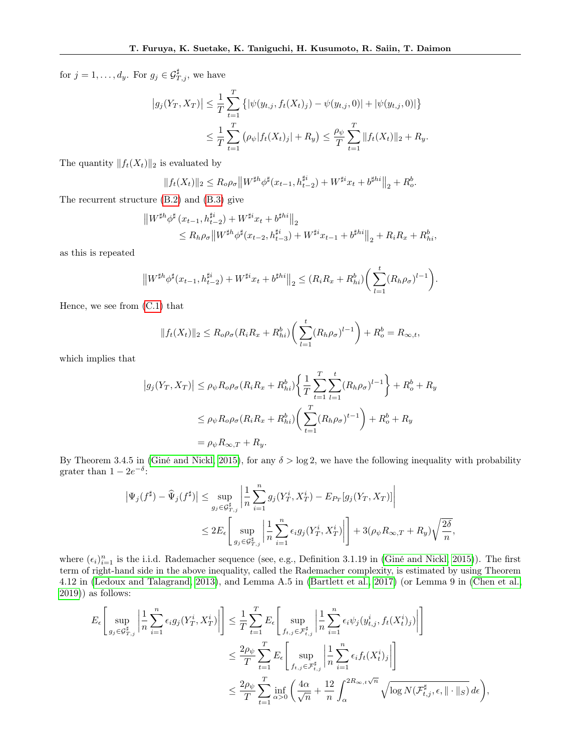for $j = 1, \ldots, d_y$. For $g_j \in \mathcal{G}^{\sharp}_{T,j}$, we have

$$
\begin{aligned}
\big|g_j(Y_T, X_T)\big| &\leq \frac{1}{T}\sum_{t=1}^{T}\left\{|\psi(y_{t,j}, f_t(X_t)_j) - \psi(y_{t,j}, 0)| + |\psi(y_{t,j}, 0)|\right\} \\
&\leq \frac{1}{T}\sum_{t=1}^{T}\left(\rho_\psi |f_t(X_t)_j| + R_y\right) \leq \frac{\rho_\psi}{T}\sum_{t=1}^{T}\|f_t(X_t)\|_2 + R_y.
\end{aligned}
$$

The quantity $\|f_t(X_t)\|_2$ is evaluated by

$$
\|f_t(X_t)\|_2 \leq R_o \rho_\sigma \big\|W^{\sharp h}\phi^{\sharp}(x_{t-1}, h^{\sharp i}_{t-2}) + W^{\sharp i}x_t + b^{\sharp hi}\big\|_2 + R^b_o.
$$

The recurrent structure (B.2) and (B.3) give

$$
\begin{aligned}
&\big\|W^{\sharp h}\phi^{\sharp}\left(x_{t-1}, h^{\sharp i}_{t-2}\right) + W^{\sharp i}x_t + b^{\sharp hi}\big\|_2 \\
&\qquad \leq R_h \rho_\sigma \big\|W^{\sharp h}\phi^{\sharp}(x_{t-2}, h^{\sharp i}_{t-3}) + W^{\sharp i}x_{t-1} + b^{\sharp hi}\big\|_2 + R_i R_x + R^b_{hi},
\end{aligned}
$$

as this is repeated

$$
\big\|W^{\sharp h}\phi^{\sharp}(x_{t-1}, h^{\sharp i}_{t-2}) + W^{\sharp i}x_t + b^{\sharp hi}\big\|_2 \leq (R_i R_x + R^b_{hi})\bigg(\sum_{l=1}^{t}(R_h\rho_\sigma)^{l-1}\bigg).
$$

Hence, we see from (C.1) that

$$
\|f_t(X_t)\|_2 \leq R_o\rho_\sigma(R_iR_x + R^b_{hi})\bigg(\sum_{l=1}^{t}(R_h\rho_\sigma)^{l-1}\bigg) + R^b_o = R_{\infty,t},
$$

which implies that

$$
\begin{aligned}
\big|g_j(Y_T, X_T)\big| &\leq \rho_\psi R_o\rho_\sigma(R_iR_x + R^b_{hi})\bigg\{\frac{1}{T}\sum_{t=1}^{T}\sum_{l=1}^{t}(R_h\rho_\sigma)^{l-1}\bigg\} + R^b_o + R_y \\
&\leq \rho_\psi R_o\rho_\sigma(R_iR_x + R^b_{hi})\bigg(\sum_{t=1}^{T}(R_h\rho_\sigma)^{t-1}\bigg) + R^b_o + R_y \\
&= \rho_\psi R_{\infty,T} + R_y.
\end{aligned}
$$

By Theorem 3.4.5 in (Giné and Nickl, 2015), for any $\delta > \log 2$, we have the following inequality with probability grater than $1 - 2e^{-\delta}$:

$$
\begin{aligned}
\big|\Psi_j(f^\sharp) - \widehat{\Psi}_j(f^\sharp)\big| &\leq \sup_{g_j \in \mathcal{G}^{\sharp}_{T,j}}\left|\frac{1}{n}\sum_{i=1}^{n}g_j(Y^i_T, X^i_T) - E_{P_T}[g_j(Y_T, X_T)]\right| \\
&\leq 2E_\epsilon\left[\sup_{g_j \in \mathcal{G}^{\sharp}_{T,j}}\left|\frac{1}{n}\sum_{i=1}^{n}\epsilon_i g_j(Y^i_T, X^i_T)\right|\right] + 3(\rho_\psi R_{\infty,T} + R_y)\sqrt{\frac{2\delta}{n}},
\end{aligned}
$$

where $(\epsilon_i)_{i=1}^n$ is the i.i.d. Rademacher sequence (see, e.g., Definition 3.1.19 in (Giné and Nickl, 2015)). The first term of right-hand side in the above inequality, called the Rademacher complexity, is estimated by using Theorem 4.12 in (Ledoux and Talagrand, 2013), and Lemma A.5 in (Bartlett et al., 2017) (or Lemma 9 in (Chen et al., 2019)) as follows:

$$
\begin{aligned}
E_\epsilon\left[\sup_{g_j \in \mathcal{G}^{\sharp}_{T,j}}\left|\frac{1}{n}\sum_{i=1}^{n}\epsilon_i g_j(Y^i_T, X^i_T)\right|\right] &\leq \frac{1}{T}\sum_{t=1}^{T}E_\epsilon\left[\sup_{f_{t,j}\in\mathcal{F}^{\sharp}_{t,j}}\left|\frac{1}{n}\sum_{i=1}^{n}\epsilon_i\psi_j(y^i_{t,j}, f_t(X^i_t)_j)\right|\right] \\
&\leq \frac{2\rho_\psi}{T}\sum_{t=1}^{T}E_\epsilon\left[\sup_{f_{t,j}\in\mathcal{F}^{\sharp}_{t,j}}\left|\frac{1}{n}\sum_{i=1}^{n}\epsilon_i f_t(X^i_t)_j\right|\right] \\
&\leq \frac{2\rho_\psi}{T}\sum_{t=1}^{T}\inf_{\alpha>0}\bigg(\frac{4\alpha}{\sqrt{n}} + \frac{12}{n}\int_{\alpha}^{2R_{\infty,t}\sqrt{n}}\sqrt{\log N(\mathcal{F}^{\sharp}_{t,j}, \epsilon, \|\cdot\|_S)}\,d\epsilon\bigg),
\end{aligned}
$$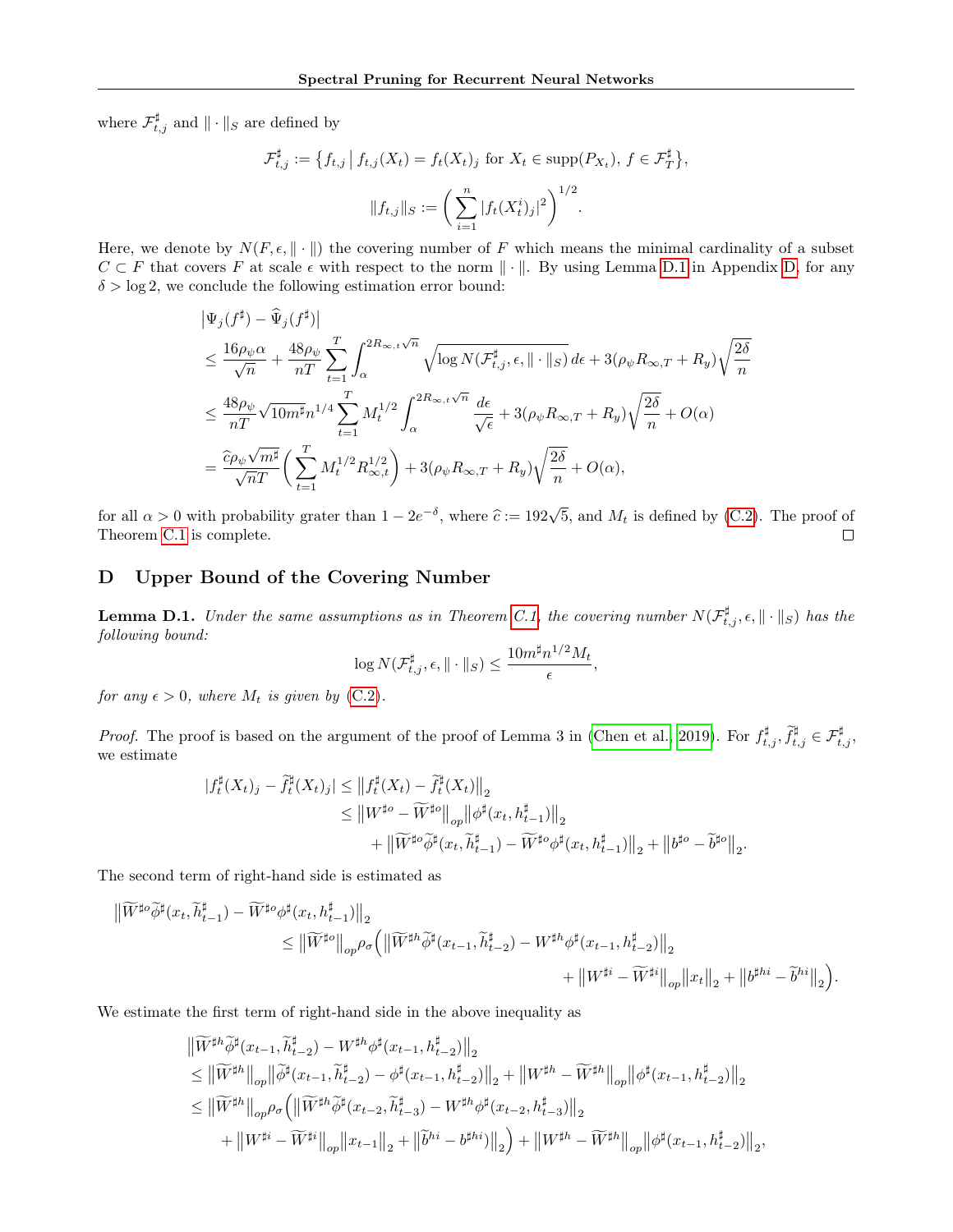where $\mathcal{F}^\sharp_{t,j}$ and $\|\cdot\|_S$ are defined by

$$\mathcal{F}^\sharp_{t,j} := \left\{ f_{t,j} \,\middle|\, f_{t,j}(X_t) = f_t(X_t)_j \text{ for } X_t \in \mathrm{supp}(P_{X_t}),\ f \in \mathcal{F}^\sharp_T \right\},$$

$$\|f_{t,j}\|_S := \left( \sum_{i=1}^n |f_t(X^i_t)_j|^2 \right)^{1/2}.$$

Here, we denote by $N(F, \epsilon, \|\cdot\|)$ the covering number of $F$ which means the minimal cardinality of a subset $C \subset F$ that covers $F$ at scale $\epsilon$ with respect to the norm $\|\cdot\|$. By using Lemma D.1 in Appendix D, for any $\delta > \log 2$, we conclude the following estimation error bound:

$$\begin{aligned}
&\left|\Psi_j(f^\sharp) - \widehat{\Psi}_j(f^\sharp)\right| \\
&\leq \frac{16\rho_\psi \alpha}{\sqrt{n}} + \frac{48\rho_\psi}{nT} \sum_{t=1}^T \int_\alpha^{2R_{\infty,t}\sqrt{n}} \sqrt{\log N(\mathcal{F}^\sharp_{t,j}, \epsilon, \|\cdot\|_S)}\, d\epsilon + 3(\rho_\psi R_{\infty,T} + R_y)\sqrt{\frac{2\delta}{n}} \\
&\leq \frac{48\rho_\psi}{nT} \sqrt{10 m^\sharp} n^{1/4} \sum_{t=1}^T M_t^{1/2} \int_\alpha^{2R_{\infty,t}\sqrt{n}} \frac{d\epsilon}{\sqrt{\epsilon}} + 3(\rho_\psi R_{\infty,T} + R_y)\sqrt{\frac{2\delta}{n}} + O(\alpha) \\
&= \frac{\widehat{c}\rho_\psi \sqrt{m^\sharp}}{\sqrt{n}T} \left( \sum_{t=1}^T M_t^{1/2} R_{\infty,t}^{1/2} \right) + 3(\rho_\psi R_{\infty,T} + R_y)\sqrt{\frac{2\delta}{n}} + O(\alpha),
\end{aligned}$$

for all $\alpha > 0$ with probability grater than $1 - 2e^{-\delta}$, where $\widehat{c} := 192\sqrt{5}$, and $M_t$ is defined by (C.2). The proof of Theorem C.1 is complete. $\square$

# D Upper Bound of the Covering Number

**Lemma D.1.** *Under the same assumptions as in Theorem C.1, the covering number $N(\mathcal{F}^\sharp_{t,j}, \epsilon, \|\cdot\|_S)$ has the following bound:*

$$\log N(\mathcal{F}^\sharp_{t,j}, \epsilon, \|\cdot\|_S) \leq \frac{10 m^\sharp n^{1/2} M_t}{\epsilon},$$

*for any $\epsilon > 0$, where $M_t$ is given by (C.2).*

*Proof.* The proof is based on the argument of the proof of Lemma 3 in (Chen et al., 2019). For $f^\sharp_{t,j}, \widetilde{f}^\sharp_{t,j} \in \mathcal{F}^\sharp_{t,j}$, we estimate

$$\begin{aligned}
|f^\sharp_t(X_t)_j - \widetilde{f}^\sharp_t(X_t)_j| &\leq \left\| f^\sharp_t(X_t) - \widetilde{f}^\sharp_t(X_t) \right\|_2 \\
&\leq \left\| W^{\sharp o} - \widetilde{W}^{\sharp o} \right\|_{op} \left\| \phi^\sharp(x_t, h^\sharp_{t-1}) \right\|_2 \\
&\quad + \left\| \widetilde{W}^{\sharp o} \widetilde{\phi}^\sharp(x_t, \widetilde{h}^\sharp_{t-1}) - \widetilde{W}^{\sharp o} \phi^\sharp(x_t, h^\sharp_{t-1}) \right\|_2 + \left\| b^{\sharp o} - \widetilde{b}^{\sharp o} \right\|_2.
\end{aligned}$$

The second term of right-hand side is estimated as

$$\begin{aligned}
&\left\| \widetilde{W}^{\sharp o} \widetilde{\phi}^\sharp(x_t, \widetilde{h}^\sharp_{t-1}) - \widetilde{W}^{\sharp o} \phi^\sharp(x_t, h^\sharp_{t-1}) \right\|_2 \\
&\quad \leq \left\| \widetilde{W}^{\sharp o} \right\|_{op} \rho_\sigma \Big( \left\| \widetilde{W}^{\sharp h} \widetilde{\phi}^\sharp(x_{t-1}, \widetilde{h}^\sharp_{t-2}) - W^{\sharp h} \phi^\sharp(x_{t-1}, h^\sharp_{t-2}) \right\|_2 \\
&\qquad + \left\| W^{\sharp i} - \widetilde{W}^{\sharp i} \right\|_{op} \left\| x_t \right\|_2 + \left\| b^{\sharp hi} - \widetilde{b}^{hi} \right\|_2 \Big).
\end{aligned}$$

We estimate the first term of right-hand side in the above inequality as

$$\begin{aligned}
&\left\| \widetilde{W}^{\sharp h} \widetilde{\phi}^\sharp(x_{t-1}, \widetilde{h}^\sharp_{t-2}) - W^{\sharp h} \phi^\sharp(x_{t-1}, h^\sharp_{t-2}) \right\|_2 \\
&\leq \left\| \widetilde{W}^{\sharp h} \right\|_{op} \left\| \widetilde{\phi}^\sharp(x_{t-1}, \widetilde{h}^\sharp_{t-2}) - \phi^\sharp(x_{t-1}, h^\sharp_{t-2}) \right\|_2 + \left\| W^{\sharp h} - \widetilde{W}^{\sharp h} \right\|_{op} \left\| \phi^\sharp(x_{t-1}, h^\sharp_{t-2}) \right\|_2 \\
&\leq \left\| \widetilde{W}^{\sharp h} \right\|_{op} \rho_\sigma \Big( \left\| \widetilde{W}^{\sharp h} \widetilde{\phi}^\sharp(x_{t-2}, \widetilde{h}^\sharp_{t-3}) - W^{\sharp h} \phi^\sharp(x_{t-2}, h^\sharp_{t-3}) \right\|_2 \\
&\quad + \left\| W^{\sharp i} - \widetilde{W}^{\sharp i} \right\|_{op} \left\| x_{t-1} \right\|_2 + \left\| \widetilde{b}^{hi} - b^{\sharp hi} \right\|_2 \Big) + \left\| W^{\sharp h} - \widetilde{W}^{\sharp h} \right\|_{op} \left\| \phi^\sharp(x_{t-1}, h^\sharp_{t-2}) \right\|_2,
\end{aligned}$$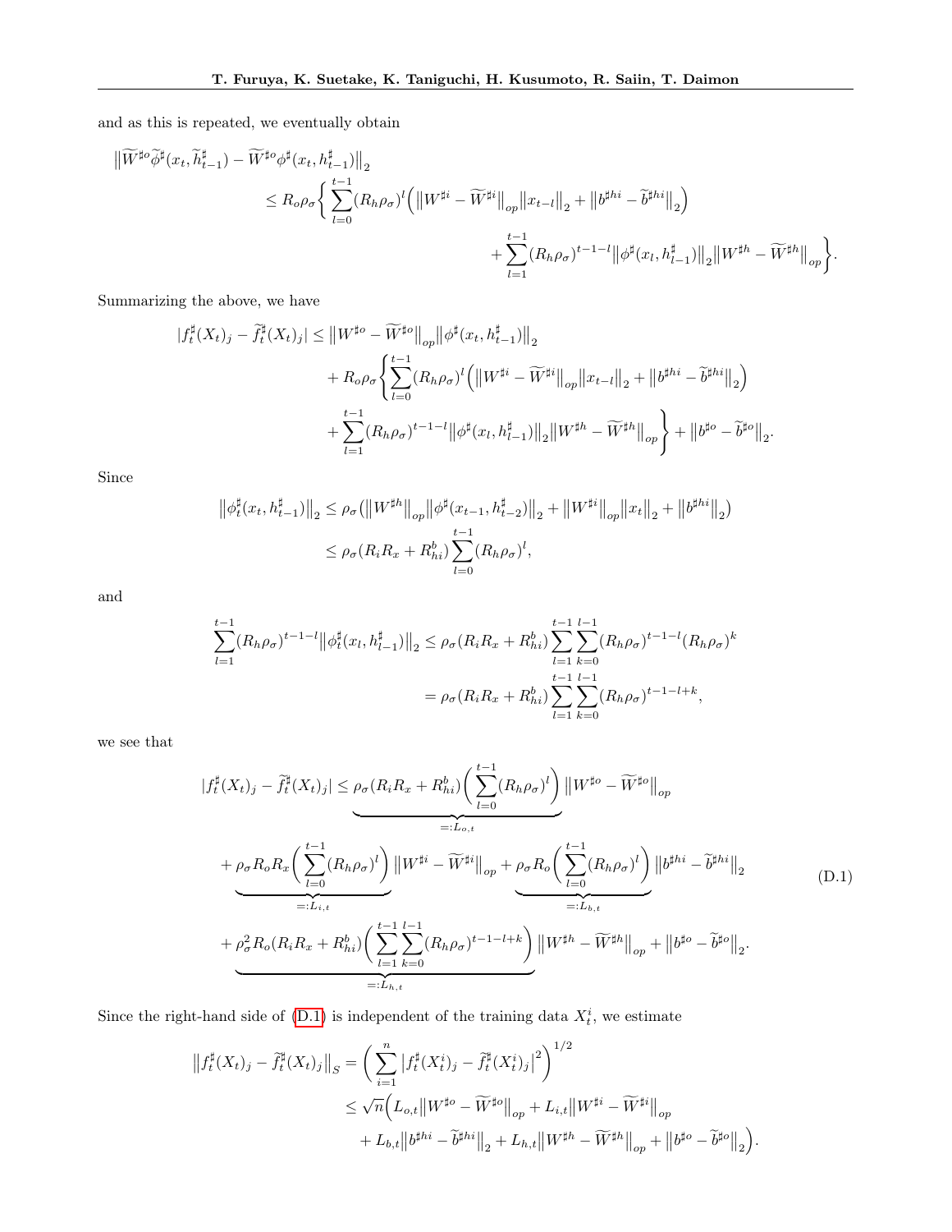and as this is repeated, we eventually obtain

$$
\begin{aligned}
&\big\|\widetilde{W}^{\sharp o}\widetilde{\phi}^{\sharp}(x_t,\widetilde{h}^{\sharp}_{t-1}) - \widetilde{W}^{\sharp o}\phi^{\sharp}(x_t,h^{\sharp}_{t-1})\big\|_2 \\
&\qquad \leq R_o\rho_\sigma\Bigg\{\sum_{l=0}^{t-1}(R_h\rho_\sigma)^l\Big(\big\|W^{\sharp i}-\widetilde{W}^{\sharp i}\big\|_{op}\big\|x_{t-l}\big\|_2 + \big\|b^{\sharp hi}-\widetilde{b}^{\sharp hi}\big\|_2\Big) \\
&\qquad\qquad + \sum_{l=1}^{t-1}(R_h\rho_\sigma)^{t-1-l}\big\|\phi^{\sharp}(x_l,h^{\sharp}_{l-1})\big\|_2\big\|W^{\sharp h}-\widetilde{W}^{\sharp h}\big\|_{op}\Bigg\}.
\end{aligned}
$$

Summarizing the above, we have

$$
\begin{aligned}
|f^{\sharp}_t(X_t)_j - \widetilde{f}^{\sharp}_t(X_t)_j| &\leq \big\|W^{\sharp o}-\widetilde{W}^{\sharp o}\big\|_{op}\big\|\phi^{\sharp}(x_t,h^{\sharp}_{t-1})\big\|_2 \\
&\quad + R_o\rho_\sigma\Bigg\{\sum_{l=0}^{t-1}(R_h\rho_\sigma)^l\Big(\big\|W^{\sharp i}-\widetilde{W}^{\sharp i}\big\|_{op}\big\|x_{t-l}\big\|_2 + \big\|b^{\sharp hi}-\widetilde{b}^{\sharp hi}\big\|_2\Big) \\
&\quad + \sum_{l=1}^{t-1}(R_h\rho_\sigma)^{t-1-l}\big\|\phi^{\sharp}(x_l,h^{\sharp}_{l-1})\big\|_2\big\|W^{\sharp h}-\widetilde{W}^{\sharp h}\big\|_{op}\Bigg\} + \big\|b^{\sharp o}-\widetilde{b}^{\sharp o}\big\|_2.
\end{aligned}
$$

Since

$$
\begin{aligned}
\big\|\phi^{\sharp}_t(x_t,h^{\sharp}_{t-1})\big\|_2 &\leq \rho_\sigma\big(\big\|W^{\sharp h}\big\|_{op}\big\|\phi^{\sharp}(x_{t-1},h^{\sharp}_{t-2})\big\|_2 + \big\|W^{\sharp i}\big\|_{op}\big\|x_t\big\|_2 + \big\|b^{\sharp hi}\big\|_2\big) \\
&\leq \rho_\sigma(R_iR_x + R^b_{hi})\sum_{l=0}^{t-1}(R_h\rho_\sigma)^l,
\end{aligned}
$$

and

$$
\begin{aligned}
\sum_{l=1}^{t-1}(R_h\rho_\sigma)^{t-1-l}\big\|\phi^{\sharp}_t(x_l,h^{\sharp}_{l-1})\big\|_2 &\leq \rho_\sigma(R_iR_x + R^b_{hi})\sum_{l=1}^{t-1}\sum_{k=0}^{l-1}(R_h\rho_\sigma)^{t-1-l}(R_h\rho_\sigma)^k \\
&= \rho_\sigma(R_iR_x + R^b_{hi})\sum_{l=1}^{t-1}\sum_{k=0}^{l-1}(R_h\rho_\sigma)^{t-1-l+k},
\end{aligned}
$$

we see that

$$
\begin{aligned}
|f^{\sharp}_t(X_t)_j - \widetilde{f}^{\sharp}_t(X_t)_j| &\leq \underbrace{\rho_\sigma(R_iR_x + R^b_{hi})\Bigg(\sum_{l=0}^{t-1}(R_h\rho_\sigma)^l\Bigg)}_{=:L_{o,t}}\big\|W^{\sharp o}-\widetilde{W}^{\sharp o}\big\|_{op} \\
&+ \underbrace{\rho_\sigma R_oR_x\Bigg(\sum_{l=0}^{t-1}(R_h\rho_\sigma)^l\Bigg)}_{=:L_{i,t}}\big\|W^{\sharp i}-\widetilde{W}^{\sharp i}\big\|_{op} + \underbrace{\rho_\sigma R_o\Bigg(\sum_{l=0}^{t-1}(R_h\rho_\sigma)^l\Bigg)}_{=:L_{b,t}}\big\|b^{\sharp hi}-\widetilde{b}^{\sharp hi}\big\|_2 \\
&+ \underbrace{\rho_\sigma^2R_o(R_iR_x + R^b_{hi})\Bigg(\sum_{l=1}^{t-1}\sum_{k=0}^{l-1}(R_h\rho_\sigma)^{t-1-l+k}\Bigg)}_{=:L_{h,t}}\big\|W^{\sharp h}-\widetilde{W}^{\sharp h}\big\|_{op} + \big\|b^{\sharp o}-\widetilde{b}^{\sharp o}\big\|_2.
\end{aligned} \tag{D.1}
$$

Since the right-hand side of (D.1) is independent of the training data $X^i_t$, we estimate

$$
\begin{aligned}
\big\|f^{\sharp}_t(X_t)_j - \widetilde{f}^{\sharp}_t(X_t)_j\big\|_S &= \Bigg(\sum_{i=1}^{n}\big|f^{\sharp}_t(X^i_t)_j - \widetilde{f}^{\sharp}_t(X^i_t)_j\big|^2\Bigg)^{1/2} \\
&\leq \sqrt{n}\Big(L_{o,t}\big\|W^{\sharp o}-\widetilde{W}^{\sharp o}\big\|_{op} + L_{i,t}\big\|W^{\sharp i}-\widetilde{W}^{\sharp i}\big\|_{op} \\
&\quad + L_{b,t}\big\|b^{\sharp hi}-\widetilde{b}^{\sharp hi}\big\|_2 + L_{h,t}\big\|W^{\sharp h}-\widetilde{W}^{\sharp h}\big\|_{op} + \big\|b^{\sharp o}-\widetilde{b}^{\sharp o}\big\|_2\Big).
\end{aligned}
$$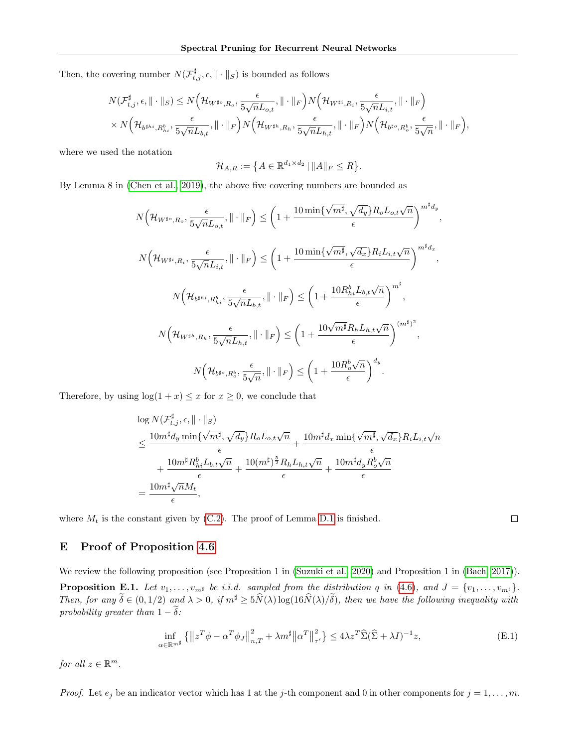Then, the covering number $N(\mathcal{F}^\sharp_{t,j}, \epsilon, \|\cdot\|_S)$ is bounded as follows

$$
\begin{aligned}
N(\mathcal{F}^\sharp_{t,j}, \epsilon, \|\cdot\|_S) \leq\ & N\Big(\mathcal{H}_{W^{\sharp o}, R_o}, \frac{\epsilon}{5\sqrt{n}L_{o,t}}, \|\cdot\|_F\Big) N\Big(\mathcal{H}_{W^{\sharp i}, R_i}, \frac{\epsilon}{5\sqrt{n}L_{i,t}}, \|\cdot\|_F\Big) \\
& \times N\Big(\mathcal{H}_{b^{\sharp hi}, R^b_{hi}}, \frac{\epsilon}{5\sqrt{n}L_{b,t}}, \|\cdot\|_F\Big) N\Big(\mathcal{H}_{W^{\sharp h}, R_h}, \frac{\epsilon}{5\sqrt{n}L_{h,t}}, \|\cdot\|_F\Big) N\Big(\mathcal{H}_{b^{\sharp o}, R^b_o}, \frac{\epsilon}{5\sqrt{n}}, \|\cdot\|_F\Big),
\end{aligned}
$$

where we used the notation

$$
\mathcal{H}_{A,R} := \big\{A \in \mathbb{R}^{d_1 \times d_2} \mid \|A\|_F \leq R\big\}.
$$

By Lemma 8 in (Chen et al., 2019), the above five covering numbers are bounded as

$$
N\Big(\mathcal{H}_{W^{\sharp o}, R_o}, \frac{\epsilon}{5\sqrt{n}L_{o,t}}, \|\cdot\|_F\Big) \leq \bigg(1 + \frac{10\min\{\sqrt{m^\sharp}, \sqrt{d_y}\}R_o L_{o,t}\sqrt{n}}{\epsilon}\bigg)^{m^\sharp d_y},
$$

$$
N\Big(\mathcal{H}_{W^{\sharp i}, R_i}, \frac{\epsilon}{5\sqrt{n}L_{i,t}}, \|\cdot\|_F\Big) \leq \bigg(1 + \frac{10\min\{\sqrt{m^\sharp}, \sqrt{d_x}\}R_i L_{i,t}\sqrt{n}}{\epsilon}\bigg)^{m^\sharp d_x},
$$

$$
N\Big(\mathcal{H}_{b^{\sharp hi}, R^b_{hi}}, \frac{\epsilon}{5\sqrt{n}L_{b,t}}, \|\cdot\|_F\Big) \leq \bigg(1 + \frac{10R^b_{hi}L_{b,t}\sqrt{n}}{\epsilon}\bigg)^{m^\sharp},
$$

$$
N\Big(\mathcal{H}_{W^{\sharp h}, R_h}, \frac{\epsilon}{5\sqrt{n}L_{h,t}}, \|\cdot\|_F\Big) \leq \bigg(1 + \frac{10\sqrt{m^\sharp}R_h L_{h,t}\sqrt{n}}{\epsilon}\bigg)^{(m^\sharp)^2},
$$

$$
N\Big(\mathcal{H}_{b^{\sharp o}, R^b_o}, \frac{\epsilon}{5\sqrt{n}}, \|\cdot\|_F\Big) \leq \bigg(1 + \frac{10R^b_o\sqrt{n}}{\epsilon}\bigg)^{d_y}.
$$

Therefore, by using $\log(1+x) \leq x$ for $x \geq 0$, we conclude that

$$
\begin{aligned}
& \log N(\mathcal{F}^\sharp_{t,j}, \epsilon, \|\cdot\|_S) \\
& \leq \frac{10m^\sharp d_y \min\{\sqrt{m^\sharp}, \sqrt{d_y}\}R_o L_{o,t}\sqrt{n}}{\epsilon} + \frac{10m^\sharp d_x \min\{\sqrt{m^\sharp}, \sqrt{d_x}\}R_i L_{i,t}\sqrt{n}}{\epsilon} \\
& \quad + \frac{10m^\sharp R^b_{hi}L_{b,t}\sqrt{n}}{\epsilon} + \frac{10(m^\sharp)^{\frac{5}{2}}R_h L_{h,t}\sqrt{n}}{\epsilon} + \frac{10m^\sharp d_y R^b_o\sqrt{n}}{\epsilon} \\
& = \frac{10m^\sharp\sqrt{n}M_t}{\epsilon},
\end{aligned}
$$

where $M_t$ is the constant given by (C.2). The proof of Lemma D.1 is finished. $\square$

## E Proof of Proposition 4.6

We review the following proposition (see Proposition 1 in (Suzuki et al., 2020) and Proposition 1 in (Bach, 2017)).

**Proposition E.1.** *Let $v_1, \ldots, v_{m^\sharp}$ be i.i.d. sampled from the distribution $q$ in (4.6), and $J = \{v_1, \ldots, v_{m^\sharp}\}$. Then, for any $\widetilde{\delta} \in (0, 1/2)$ and $\lambda > 0$, if $m^\sharp \geq 5\widehat{N}(\lambda)\log(16\widehat{N}(\lambda)/\widetilde{\delta})$, then we have the following inequality with probability greater than $1 - \widetilde{\delta}$:*

$$
\inf_{\alpha \in \mathbb{R}^{m^\sharp}} \big\{\big\|z^T\phi - \alpha^T\phi_J\big\|^2_{n,T} + \lambda m^\sharp \big\|\alpha^T\big\|^2_{\tau'}\big\} \leq 4\lambda z^T\widehat{\Sigma}(\widehat{\Sigma} + \lambda I)^{-1}z, \tag{E.1}
$$

*for all $z \in \mathbb{R}^m$.*

*Proof.* Let $e_j$ be an indicator vector which has 1 at the $j$-th component and 0 in other components for $j = 1, \ldots, m$.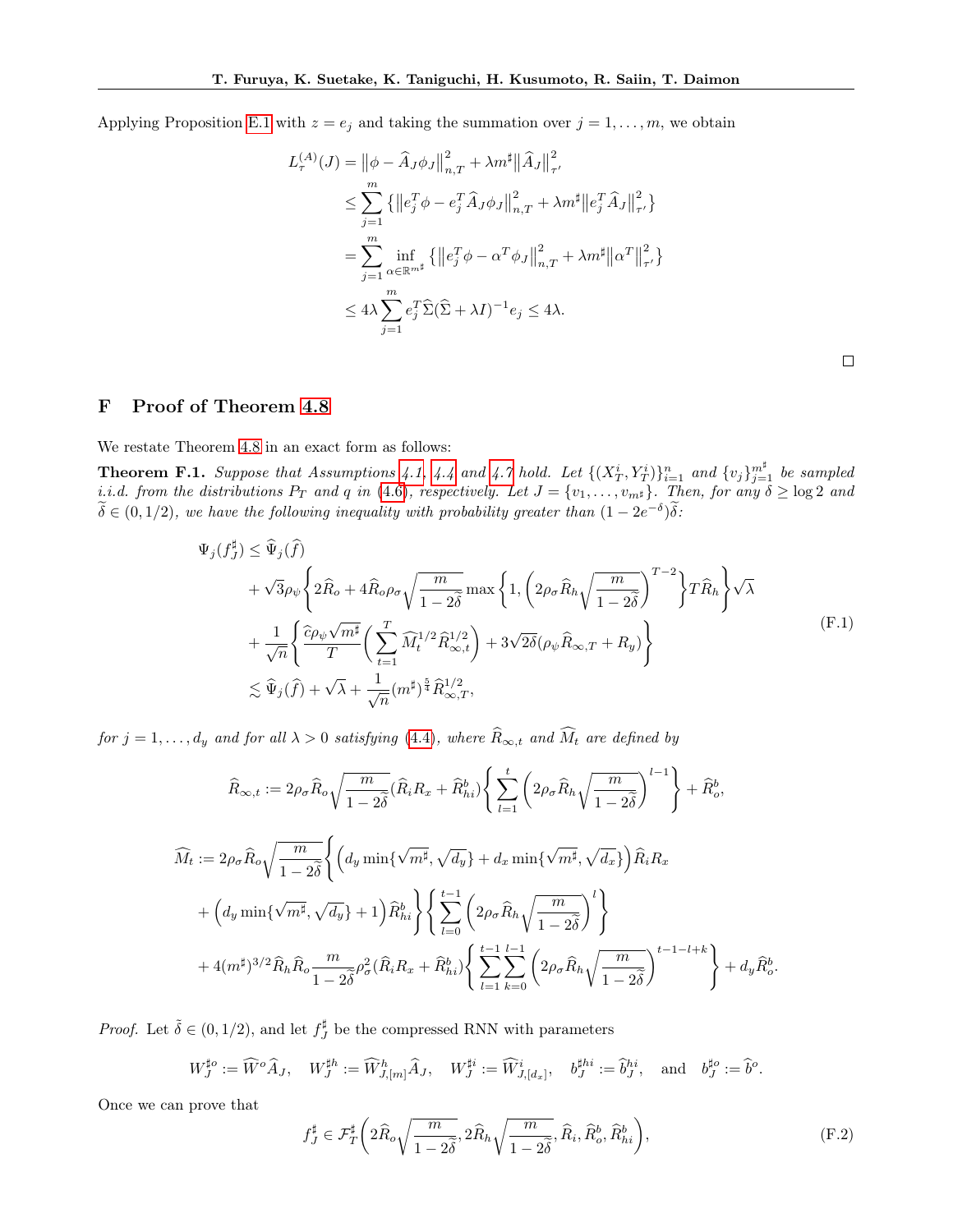Applying Proposition E.1 with $z = e_j$ and taking the summation over $j = 1, \ldots, m$, we obtain

$$
\begin{aligned}
L_\tau^{(A)}(J) &= \left\|\phi - \widehat{A}_J\phi_J\right\|_{n,T}^2 + \lambda m^\sharp \left\|\widehat{A}_J\right\|_{\tau'}^2 \\
&\leq \sum_{j=1}^m \left\{\left\|e_j^T\phi - e_j^T\widehat{A}_J\phi_J\right\|_{n,T}^2 + \lambda m^\sharp \left\|e_j^T\widehat{A}_J\right\|_{\tau'}^2\right\} \\
&= \sum_{j=1}^m \inf_{\alpha\in\mathbb{R}^{m^\sharp}} \left\{\left\|e_j^T\phi - \alpha^T\phi_J\right\|_{n,T}^2 + \lambda m^\sharp \left\|\alpha^T\right\|_{\tau'}^2\right\} \\
&\leq 4\lambda \sum_{j=1}^m e_j^T \widehat{\Sigma}(\widehat{\Sigma} + \lambda I)^{-1} e_j \leq 4\lambda.
\end{aligned}
$$

□

# F Proof of Theorem 4.8

We restate Theorem 4.8 in an exact form as follows:

**Theorem F.1.** *Suppose that Assumptions 4.1, 4.4 and 4.7 hold. Let $\{(X_T^i, Y_T^i)\}_{i=1}^n$ and $\{v_j\}_{j=1}^{m^\sharp}$ be sampled i.i.d. from the distributions $P_T$ and $q$ in (4.6), respectively. Let $J = \{v_1, \ldots, v_{m^\sharp}\}$. Then, for any $\delta \geq \log 2$ and $\widetilde{\delta} \in (0, 1/2)$, we have the following inequality with probability greater than $(1 - 2e^{-\delta})\widetilde{\delta}$:*

$$
\begin{aligned}
\Psi_j(f_J^\sharp) &\leq \widehat{\Psi}_j(\widehat{f}) \\
&+ \sqrt{3}\rho_\psi \left\{2\widehat{R}_o + 4\widehat{R}_o\rho_\sigma\sqrt{\frac{m}{1-2\widetilde{\delta}}}\max\left\{1, \left(2\rho_\sigma\widehat{R}_h\sqrt{\frac{m}{1-2\widetilde{\delta}}}\right)^{T-2}\right\}T\widehat{R}_h\right\}\sqrt{\lambda} \\
&+ \frac{1}{\sqrt{n}}\left\{\frac{\widehat{c}\rho_\psi\sqrt{m^\sharp}}{T}\left(\sum_{t=1}^T \widehat{M}_t^{1/2}\widehat{R}_{\infty,t}^{1/2}\right) + 3\sqrt{2\delta}(\rho_\psi\widehat{R}_{\infty,T} + R_y)\right\} \\
&\lesssim \widehat{\Psi}_j(\widehat{f}) + \sqrt{\lambda} + \frac{1}{\sqrt{n}}(m^\sharp)^{\frac{5}{4}}\widehat{R}_{\infty,T}^{1/2},
\end{aligned}
\tag{F.1}
$$

*for $j = 1, \ldots, d_y$ and for all $\lambda > 0$ satisfying (4.4), where $\widehat{R}_{\infty,t}$ and $\widehat{M}_t$ are defined by*

$$
\widehat{R}_{\infty,t} := 2\rho_\sigma\widehat{R}_o\sqrt{\frac{m}{1-2\widetilde{\delta}}}(\widehat{R}_i R_x + \widehat{R}_{hi}^b)\left\{\sum_{l=1}^t \left(2\rho_\sigma\widehat{R}_h\sqrt{\frac{m}{1-2\widetilde{\delta}}}\right)^{l-1}\right\} + \widehat{R}_o^b,
$$

$$
\begin{aligned}
\widehat{M}_t &:= 2\rho_\sigma\widehat{R}_o\sqrt{\frac{m}{1-2\widetilde{\delta}}}\Bigg\{\left(d_y\min\{\sqrt{m^\sharp}, \sqrt{d_y}\} + d_x\min\{\sqrt{m^\sharp}, \sqrt{d_x}\}\right)\widehat{R}_i R_x \\
&+ \left(d_y\min\{\sqrt{m^\sharp}, \sqrt{d_y}\} + 1\right)\widehat{R}_{hi}^b\Bigg\}\left\{\sum_{l=0}^{t-1}\left(2\rho_\sigma\widehat{R}_h\sqrt{\frac{m}{1-2\widetilde{\delta}}}\right)^l\right\} \\
&+ 4(m^\sharp)^{3/2}\widehat{R}_h\widehat{R}_o\frac{m}{1-2\widetilde{\delta}}\rho_\sigma^2(\widehat{R}_i R_x + \widehat{R}_{hi}^b)\left\{\sum_{l=1}^{t-1}\sum_{k=0}^{l-1}\left(2\rho_\sigma\widehat{R}_h\sqrt{\frac{m}{1-2\widetilde{\delta}}}\right)^{t-1-l+k}\right\} + d_y\widehat{R}_o^b.
\end{aligned}
$$

*Proof.* Let $\tilde{\delta} \in (0, 1/2)$, and let $f_J^\sharp$ be the compressed RNN with parameters

$$
W_J^{\sharp o} := \widehat{W}^o\widehat{A}_J, \quad W_J^{\sharp h} := \widehat{W}_{J,[m]}^h\widehat{A}_J, \quad W_J^{\sharp i} := \widehat{W}_{J,[d_x]}^i, \quad b_J^{\sharp hi} := \widehat{b}_J^{hi}, \quad \text{and} \quad b_J^{\sharp o} := \widehat{b}^o.
$$

Once we can prove that

$$
f_J^\sharp \in \mathcal{F}_T^\sharp\left(2\widehat{R}_o\sqrt{\frac{m}{1-2\widetilde{\delta}}}, 2\widehat{R}_h\sqrt{\frac{m}{1-2\widetilde{\delta}}}, \widehat{R}_i, \widehat{R}_o^b, \widehat{R}_{hi}^b\right),
\tag{F.2}
$$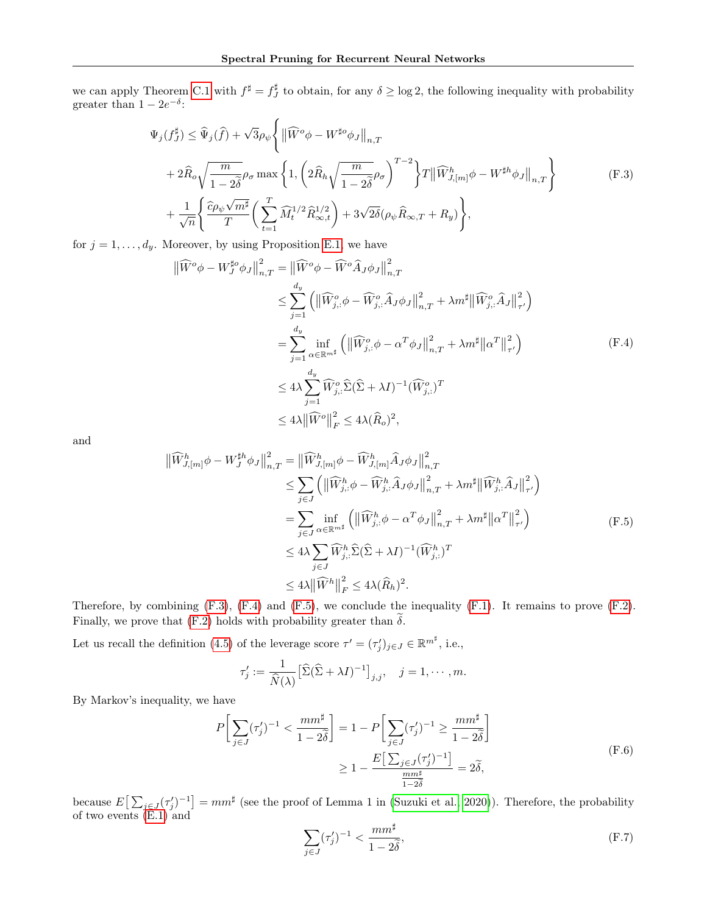we can apply Theorem C.1 with $f^\sharp = f^\sharp_J$ to obtain, for any $\delta \geq \log 2$, the following inequality with probability greater than $1 - 2e^{-\delta}$:

$$
\begin{aligned}
\Psi_j(f^\sharp_J) \leq \widehat{\Psi}_j(\widehat{f}) + \sqrt{3}\rho_\psi \Bigg\{ & \big\| \widehat{W}^o \phi - W^{\sharp o} \phi_J \big\|_{n,T} \\
& + 2\widehat{R}_o \sqrt{\frac{m}{1-2\widetilde{\delta}}} \rho_\sigma \max\left\{1, \left(2\widehat{R}_h \sqrt{\frac{m}{1-2\widetilde{\delta}}}\rho_\sigma\right)^{T-2}\right\} T \big\| \widehat{W}^h_{J,[m]}\phi - W^{\sharp h}\phi_J \big\|_{n,T} \Bigg\} \\
& + \frac{1}{\sqrt{n}} \Bigg\{ \frac{\widehat{c}\rho_\psi \sqrt{m^\sharp}}{T} \left( \sum_{t=1}^T \widehat{M}_t^{1/2} \widehat{R}_{\infty,t}^{1/2} \right) + 3\sqrt{2\delta}(\rho_\psi \widehat{R}_{\infty,T} + R_y) \Bigg\},
\end{aligned}
\tag{F.3}
$$

for $j = 1, \ldots, d_y$. Moreover, by using Proposition E.1, we have

$$
\begin{aligned}
\big\| \widehat{W}^o \phi - W^{\sharp o}_J \phi_J \big\|^2_{n,T} &= \big\| \widehat{W}^o \phi - \widehat{W}^o \widehat{A}_J \phi_J \big\|^2_{n,T} \\
&\leq \sum_{j=1}^{d_y} \left( \big\| \widehat{W}^o_{j,:}\phi - \widehat{W}^o_{j,:}\widehat{A}_J \phi_J \big\|^2_{n,T} + \lambda m^\sharp \big\| \widehat{W}^o_{j,:}\widehat{A}_J \big\|^2_{\tau'} \right) \\
&= \sum_{j=1}^{d_y} \inf_{\alpha \in \mathbb{R}^{m^\sharp}} \left( \big\| \widehat{W}^o_{j,:}\phi - \alpha^T \phi_J \big\|^2_{n,T} + \lambda m^\sharp \big\| \alpha^T \big\|^2_{\tau'} \right) \\
&\leq 4\lambda \sum_{j=1}^{d_y} \widehat{W}^o_{j,:} \widehat{\Sigma}(\widehat{\Sigma} + \lambda I)^{-1} (\widehat{W}^o_{j,:})^T \\
&\leq 4\lambda \big\| \widehat{W}^o \big\|^2_F \leq 4\lambda (\widehat{R}_o)^2,
\end{aligned}
\tag{F.4}
$$

and

$$
\begin{aligned}
\big\| \widehat{W}^h_{J,[m]} \phi - W^{\sharp h}_J \phi_J \big\|^2_{n,T} &= \big\| \widehat{W}^h_{J,[m]} \phi - \widehat{W}^h_{J,[m]} \widehat{A}_J \phi_J \big\|^2_{n,T} \\
&\leq \sum_{j \in J} \left( \big\| \widehat{W}^h_{j,:}\phi - \widehat{W}^h_{j,:}\widehat{A}_J \phi_J \big\|^2_{n,T} + \lambda m^\sharp \big\| \widehat{W}^h_{j,:}\widehat{A}_J \big\|^2_{\tau'} \right) \\
&= \sum_{j \in J} \inf_{\alpha \in \mathbb{R}^{m^\sharp}} \left( \big\| \widehat{W}^h_{j,:}\phi - \alpha^T \phi_J \big\|^2_{n,T} + \lambda m^\sharp \big\| \alpha^T \big\|^2_{\tau'} \right) \\
&\leq 4\lambda \sum_{j \in J} \widehat{W}^h_{j,:} \widehat{\Sigma}(\widehat{\Sigma} + \lambda I)^{-1} (\widehat{W}^h_{j,:})^T \\
&\leq 4\lambda \big\| \widehat{W}^h \big\|^2_F \leq 4\lambda (\widehat{R}_h)^2.
\end{aligned}
\tag{F.5}
$$

Therefore, by combining (F.3), (F.4) and (F.5), we conclude the inequality (F.1). It remains to prove (F.2). Finally, we prove that (F.2) holds with probability greater than $\widetilde{\delta}$.

Let us recall the definition (4.5) of the leverage score $\tau' = (\tau'_j)_{j \in J} \in \mathbb{R}^{m^\sharp}$, i.e.,

$$
\tau'_j := \frac{1}{\widehat{N}(\lambda)} \big[ \widehat{\Sigma}(\widehat{\Sigma} + \lambda I)^{-1} \big]_{j,j}, \quad j = 1, \cdots, m.
$$

By Markov's inequality, we have

$$
\begin{aligned}
P\Bigg[ \sum_{j \in J} (\tau'_j)^{-1} < \frac{mm^\sharp}{1-2\widetilde{\delta}} \Bigg] &= 1 - P\Bigg[ \sum_{j \in J} (\tau'_j)^{-1} \geq \frac{mm^\sharp}{1-2\widetilde{\delta}} \Bigg] \\
&\geq 1 - \frac{E\big[\sum_{j\in J}(\tau'_j)^{-1}\big]}{\frac{mm^\sharp}{1-2\widetilde{\delta}}} = 2\widetilde{\delta},
\end{aligned}
\tag{F.6}
$$

because $E\big[\sum_{j\in J}(\tau'_j)^{-1}\big] = mm^\sharp$ (see the proof of Lemma 1 in (Suzuki et al., 2020)). Therefore, the probability of two events (E.1) and

$$
\sum_{j \in J} (\tau'_j)^{-1} < \frac{mm^\sharp}{1-2\widetilde{\delta}},
\tag{F.7}
$$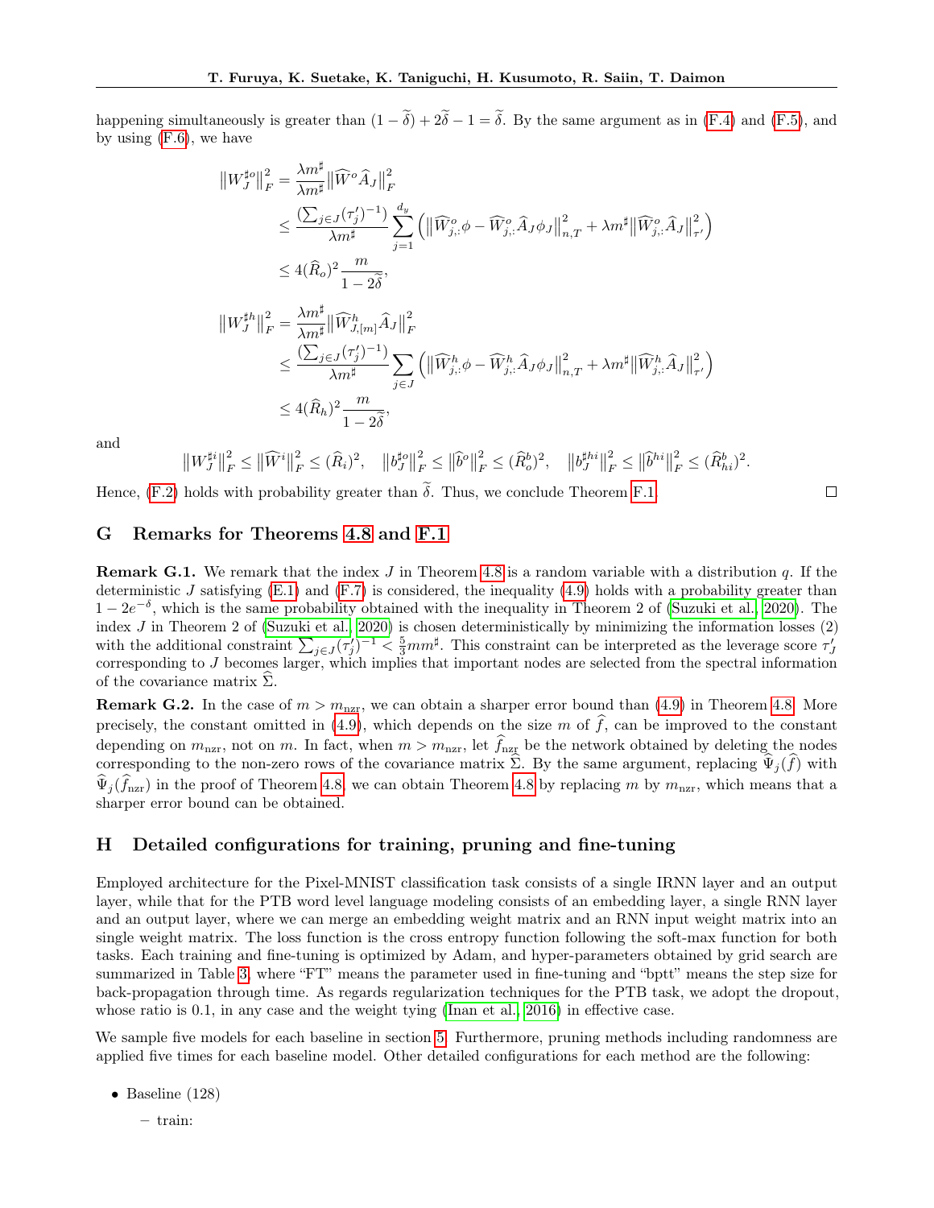happening simultaneously is greater than $(1-\widetilde{\delta}) + 2\widetilde{\delta} - 1 = \widetilde{\delta}$. By the same argument as in (F.4) and (F.5), and by using (F.6), we have

$$
\begin{aligned}
\|W_J^{\sharp o}\|_F^2 &= \frac{\lambda m^\sharp}{\lambda m^\sharp}\|\widehat{W}^o \widehat{A}_J\|_F^2 \\
&\leq \frac{(\sum_{j\in J}(\tau_j')^{-1})}{\lambda m^\sharp}\sum_{j=1}^{d_y}\left(\|\widehat{W}_{j,:}^o\phi - \widehat{W}_{j,:}^o\widehat{A}_J\phi_J\|_{n,T}^2 + \lambda m^\sharp \|\widehat{W}_{j,:}^o\widehat{A}_J\|_{\tau'}^2\right) \\
&\leq 4(\widehat{R}_o)^2\frac{m}{1-2\widetilde{\delta}},
\end{aligned}
$$

$$
\begin{aligned}
\|W_J^{\sharp h}\|_F^2 &= \frac{\lambda m^\sharp}{\lambda m^\sharp}\|\widehat{W}_{J,[m]}^h \widehat{A}_J\|_F^2 \\
&\leq \frac{(\sum_{j\in J}(\tau_j')^{-1})}{\lambda m^\sharp}\sum_{j\in J}\left(\|\widehat{W}_{j,:}^h\phi - \widehat{W}_{j,:}^h\widehat{A}_J\phi_J\|_{n,T}^2 + \lambda m^\sharp \|\widehat{W}_{j,:}^h\widehat{A}_J\|_{\tau'}^2\right) \\
&\leq 4(\widehat{R}_h)^2\frac{m}{1-2\widetilde{\delta}},
\end{aligned}
$$

and

$$
\|W_J^{\sharp i}\|_F^2 \leq \|\widehat{W}^i\|_F^2 \leq (\widehat{R}_i)^2, \quad \|b_J^{\sharp o}\|_F^2 \leq \|\widehat{b}^o\|_F^2 \leq (\widehat{R}_o^b)^2, \quad \|b_J^{\sharp hi}\|_F^2 \leq \|\widehat{b}^{hi}\|_F^2 \leq (\widehat{R}_{hi}^b)^2.
$$

Hence, (F.2) holds with probability greater than $\widetilde{\delta}$. Thus, we conclude Theorem F.1. □

## G Remarks for Theorems 4.8 and F.1

**Remark G.1.** We remark that the index $J$ in Theorem 4.8 is a random variable with a distribution $q$. If the deterministic $J$ satisfying (E.1) and (F.7) is considered, the inequality (4.9) holds with a probability greater than $1-2e^{-\delta}$, which is the same probability obtained with the inequality in Theorem 2 of (Suzuki et al., 2020). The index $J$ in Theorem 2 of (Suzuki et al., 2020) is chosen deterministically by minimizing the information losses (2) with the additional constraint $\sum_{j\in J}(\tau_j')^{-1} < \frac{5}{3}mm^\sharp$. This constraint can be interpreted as the leverage score $\tau_J'$ corresponding to $J$ becomes larger, which implies that important nodes are selected from the spectral information of the covariance matrix $\widehat{\Sigma}$.

**Remark G.2.** In the case of $m > m_{\mathrm{nzr}}$, we can obtain a sharper error bound than (4.9) in Theorem 4.8. More precisely, the constant omitted in (4.9), which depends on the size $m$ of $\widehat{f}$, can be improved to the constant depending on $m_{\mathrm{nzr}}$, not on $m$. In fact, when $m > m_{\mathrm{nzr}}$, let $\widehat{f}_{\mathrm{nzr}}$ be the network obtained by deleting the nodes corresponding to the non-zero rows of the covariance matrix $\widehat{\Sigma}$. By the same argument, replacing $\widehat{\Psi}_j(\widehat{f})$ with $\widehat{\Psi}_j(\widehat{f}_{\mathrm{nzr}})$ in the proof of Theorem 4.8, we can obtain Theorem 4.8 by replacing $m$ by $m_{\mathrm{nzr}}$, which means that a sharper error bound can be obtained.

## H Detailed configurations for training, pruning and fine-tuning

Employed architecture for the Pixel-MNIST classification task consists of a single IRNN layer and an output layer, while that for the PTB word level language modeling consists of an embedding layer, a single RNN layer and an output layer, where we can merge an embedding weight matrix and an RNN input weight matrix into an single weight matrix. The loss function is the cross entropy function following the soft-max function for both tasks. Each training and fine-tuning is optimized by Adam, and hyper-parameters obtained by grid search are summarized in Table 3, where "FT" means the parameter used in fine-tuning and "bptt" means the step size for back-propagation through time. As regards regularization techniques for the PTB task, we adopt the dropout, whose ratio is 0.1, in any case and the weight tying (Inan et al., 2016) in effective case.

We sample five models for each baseline in section 5. Furthermore, pruning methods including randomness are applied five times for each baseline model. Other detailed configurations for each method are the following:

- Baseline (128)
  - train: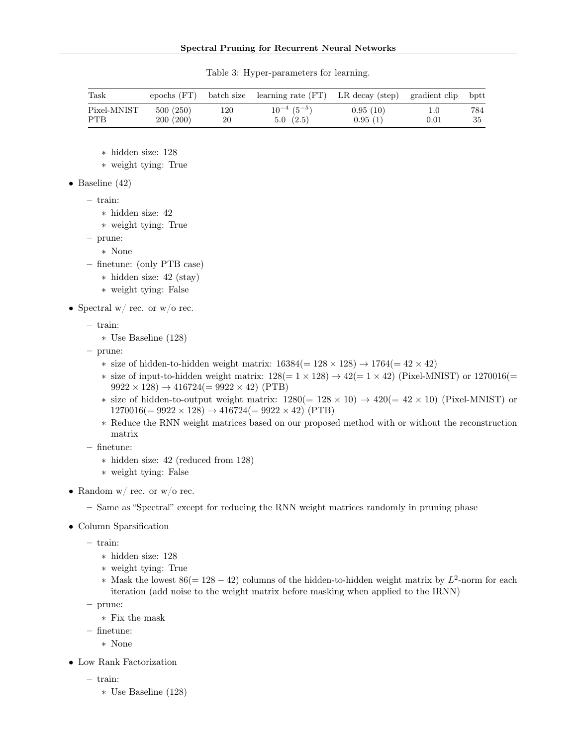Table 3: Hyper-parameters for learning.

| Task | epochs (FT) | batch size | learning rate (FT) | LR decay (step) | gradient clip | bptt |
|---|---|---|---|---|---|---|
| Pixel-MNIST | 500 (250) | 120 | $10^{-4}$ $(5^{-5})$ | 0.95 (10) | 1.0 | 784 |
| PTB | 200 (200) | 20 | 5.0 (2.5) | 0.95 (1) | 0.01 | 35 |

    - hidden size: 128
    - weight tying: True

- Baseline (42)
  - train:
    - hidden size: 42
    - weight tying: True
  - prune:
    - None
  - finetune: (only PTB case)
    - hidden size: 42 (stay)
    - weight tying: False
- Spectral w/ rec. or w/o rec.
  - train:
    - Use Baseline (128)
  - prune:
    - size of hidden-to-hidden weight matrix: $16384 (= 128 \times 128) \to 1764 (= 42 \times 42)$
    - size of input-to-hidden weight matrix: $128 (= 1 \times 128) \to 42 (= 1 \times 42)$ (Pixel-MNIST) or $1270016 (= 9922 \times 128) \to 416724 (= 9922 \times 42)$ (PTB)
    - size of hidden-to-output weight matrix: $1280 (= 128 \times 10) \to 420 (= 42 \times 10)$ (Pixel-MNIST) or $1270016 (= 9922 \times 128) \to 416724 (= 9922 \times 42)$ (PTB)
    - Reduce the RNN weight matrices based on our proposed method with or without the reconstruction matrix
  - finetune:
    - hidden size: 42 (reduced from 128)
    - weight tying: False
- Random w/ rec. or w/o rec.
  - Same as "Spectral" except for reducing the RNN weight matrices randomly in pruning phase
- Column Sparsification
  - train:
    - hidden size: 128
    - weight tying: True
    - Mask the lowest $86 (= 128 - 42)$ columns of the hidden-to-hidden weight matrix by $L^2$-norm for each iteration (add noise to the weight matrix before masking when applied to the IRNN)
  - prune:
    - Fix the mask
  - finetune:
    - None
- Low Rank Factorization
  - train:
    - Use Baseline (128)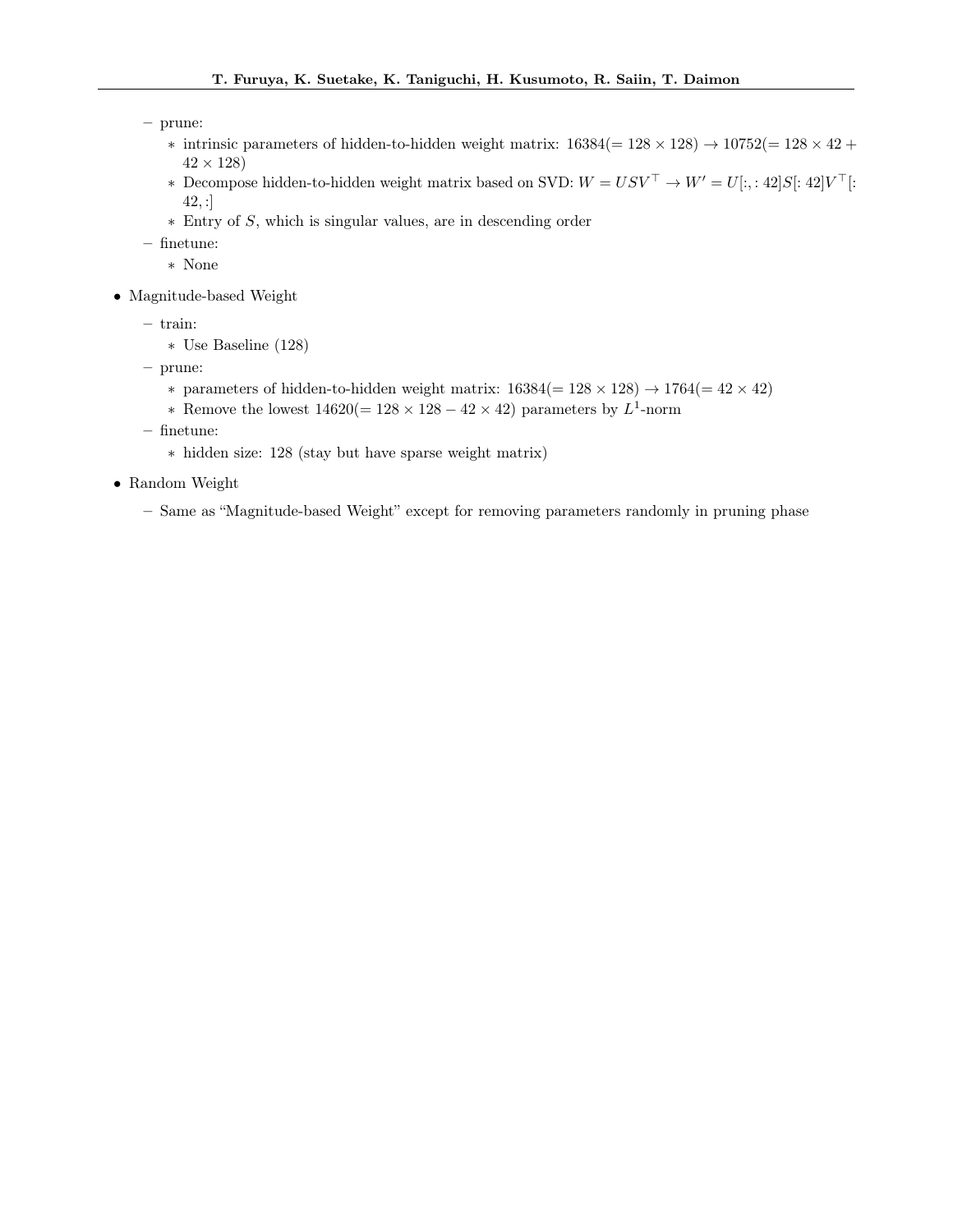- prune:
    - intrinsic parameters of hidden-to-hidden weight matrix: $16384 (= 128 \times 128) \rightarrow 10752 (= 128 \times 42 + 42 \times 128)$
    - Decompose hidden-to-hidden weight matrix based on SVD: $W = USV^\top \rightarrow W' = U[:, :42]S[:42]V^\top[:42, :]$
    - Entry of $S$, which is singular values, are in descending order
  - finetune:
    - None

- Magnitude-based Weight
  - train:
    - Use Baseline (128)
  - prune:
    - parameters of hidden-to-hidden weight matrix: $16384 (= 128 \times 128) \rightarrow 1764 (= 42 \times 42)$
    - Remove the lowest $14620 (= 128 \times 128 - 42 \times 42)$ parameters by $L^1$-norm
  - finetune:
    - hidden size: 128 (stay but have sparse weight matrix)

- Random Weight
  - Same as "Magnitude-based Weight" except for removing parameters randomly in pruning phase